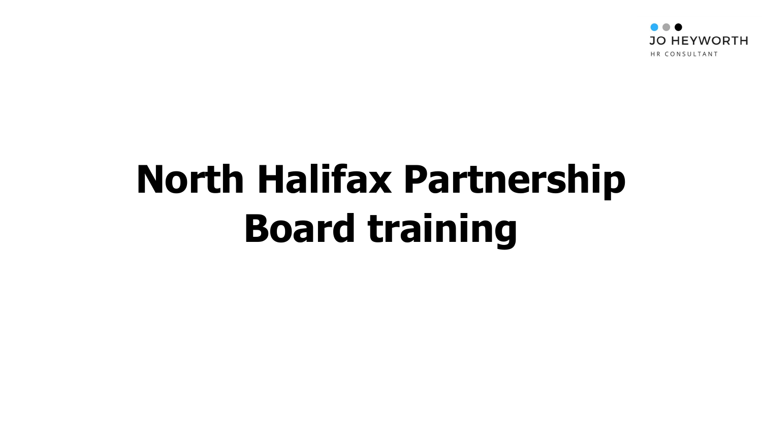JO HEYWORTH

HR CONSULTANT

# North Halifax Partnership Board training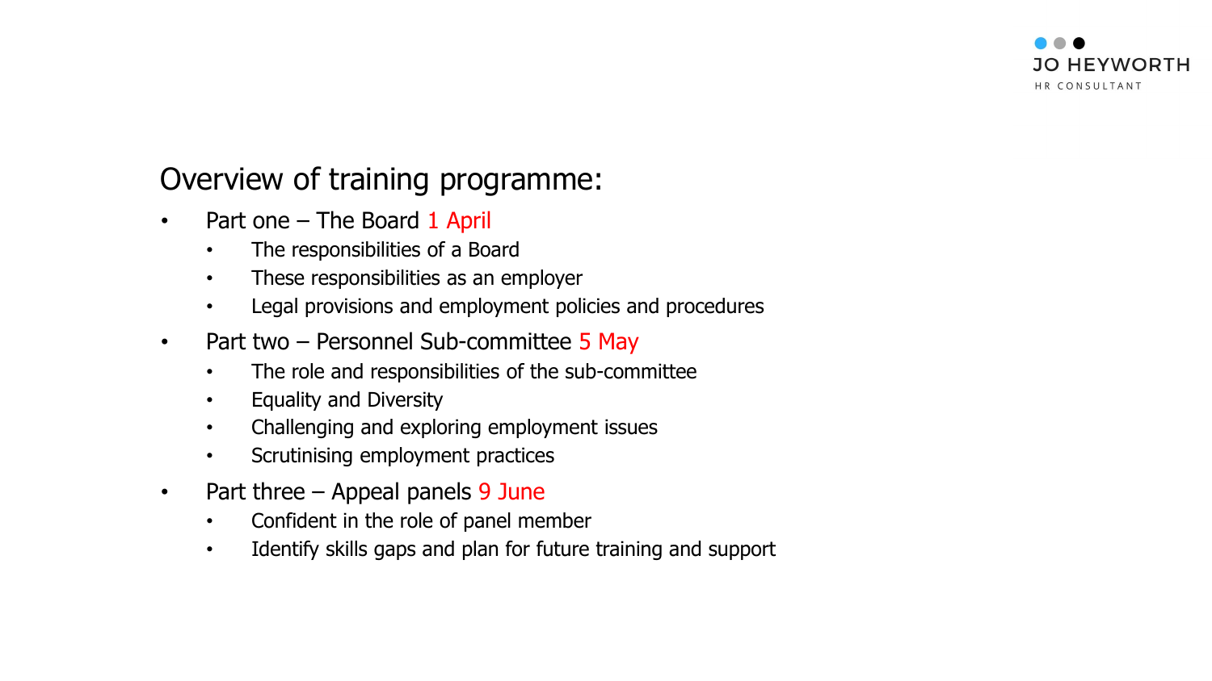## Overview of training programme:

- Part one – The Board 1 April
  - The responsibilities of a Board
  - These responsibilities as an employer
  - Legal provisions and employment policies and procedures
- Part two – Personnel Sub-committee 5 May
  - The role and responsibilities of the sub-committee
  - Equality and Diversity
  - Challenging and exploring employment issues
  - Scrutinising employment practices
- Part three – Appeal panels 9 June
  - Confident in the role of panel member
  - Identify skills gaps and plan for future training and support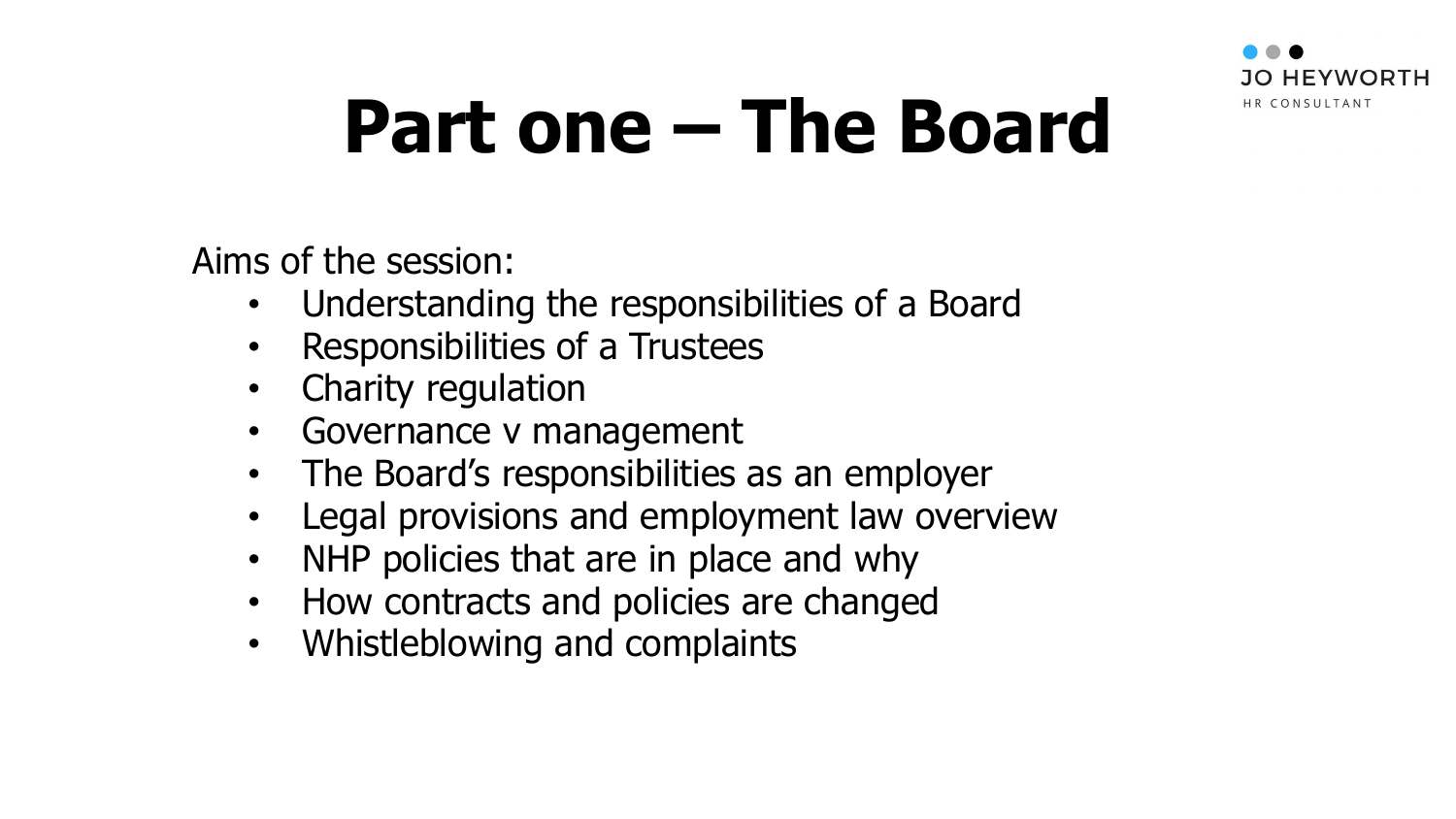# Part one – The Board

Aims of the session:

- Understanding the responsibilities of a Board
- Responsibilities of a Trustees
- Charity regulation
- Governance v management
- The Board's responsibilities as an employer
- Legal provisions and employment law overview
- NHP policies that are in place and why
- How contracts and policies are changed
- Whistleblowing and complaints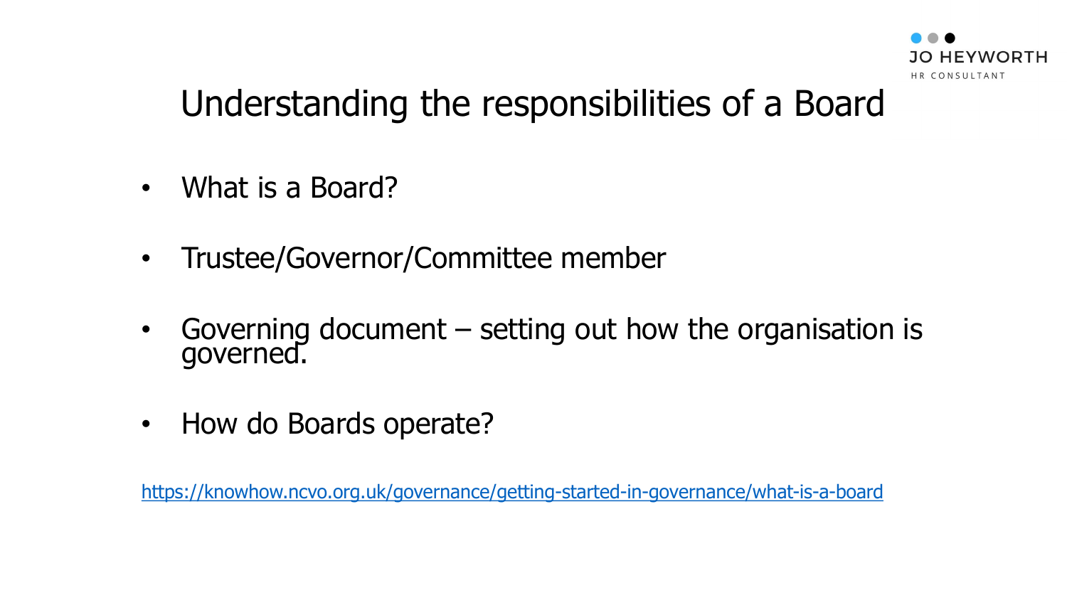# Understanding the responsibilities of a Board

- What is a Board?
- Trustee/Governor/Committee member
- Governing document – setting out how the organisation is governed.
- How do Boards operate?

https://knowhow.ncvo.org.uk/governance/getting-started-in-governance/what-is-a-board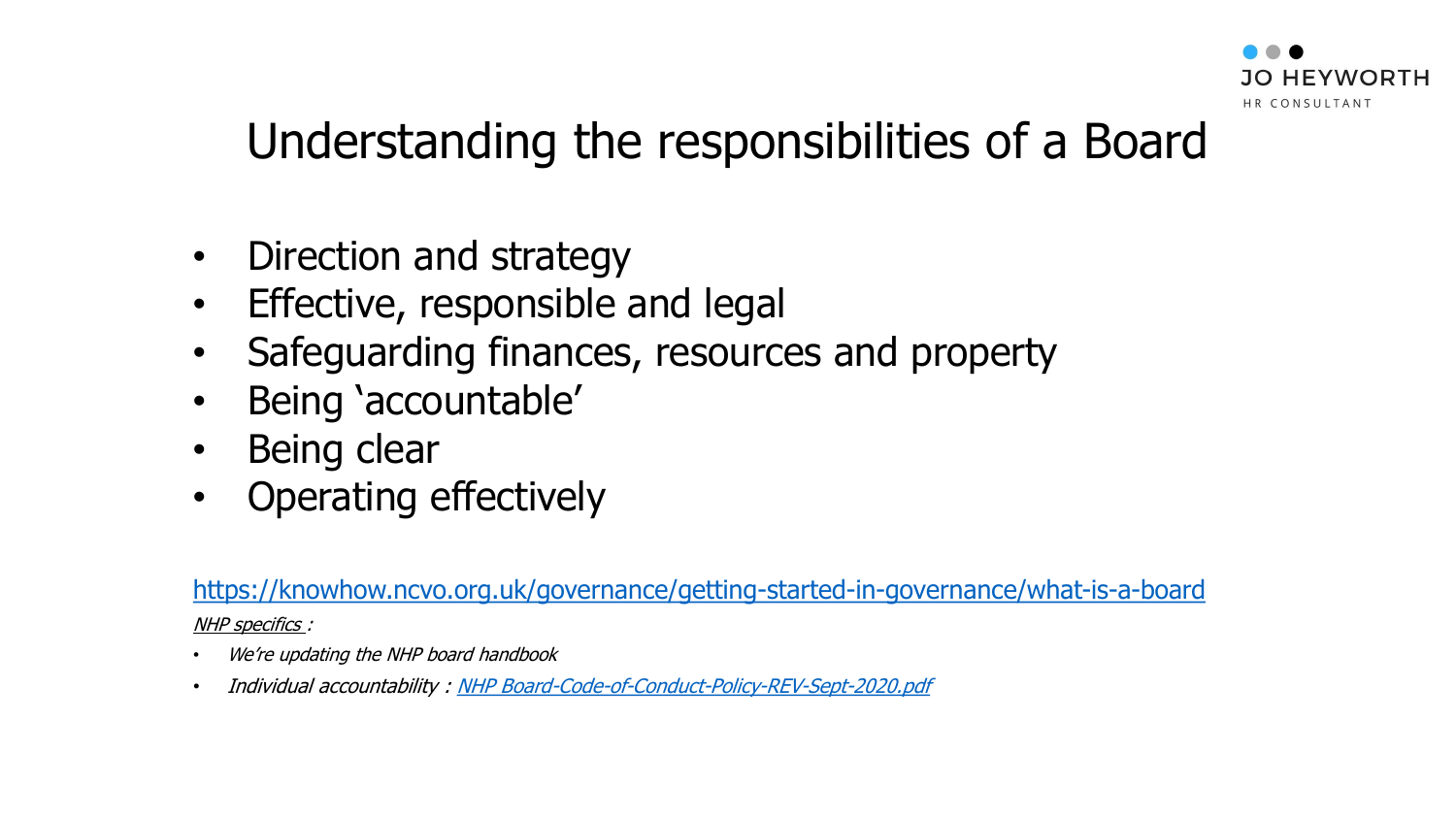# Understanding the responsibilities of a Board

- Direction and strategy
- Effective, responsible and legal
- Safeguarding finances, resources and property
- Being 'accountable'
- Being clear
- Operating effectively

https://knowhow.ncvo.org.uk/governance/getting-started-in-governance/what-is-a-board

*NHP specifics :*

- *We're updating the NHP board handbook*
- *Individual accountability : NHP Board-Code-of-Conduct-Policy-REV-Sept-2020.pdf*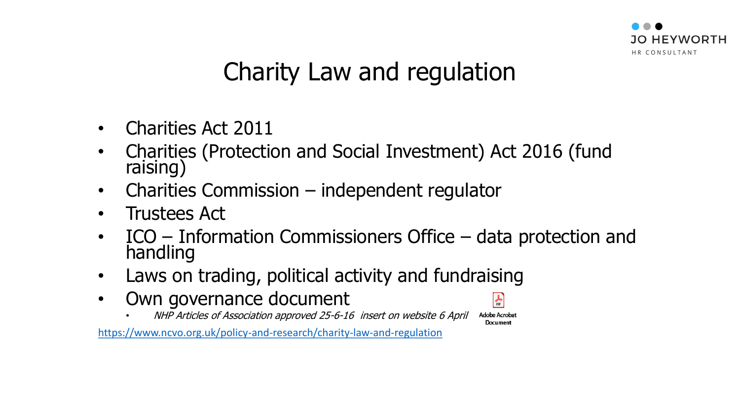# Charity Law and regulation

- Charities Act 2011
- Charities (Protection and Social Investment) Act 2016 (fund raising)
- Charities Commission – independent regulator
- Trustees Act
- ICO – Information Commissioners Office – data protection and handling
- Laws on trading, political activity and fundraising
- Own governance document
  - *NHP Articles of Association approved 25-6-16 insert on website 6 April*

Adobe Acrobat Document

https://www.ncvo.org.uk/policy-and-research/charity-law-and-regulation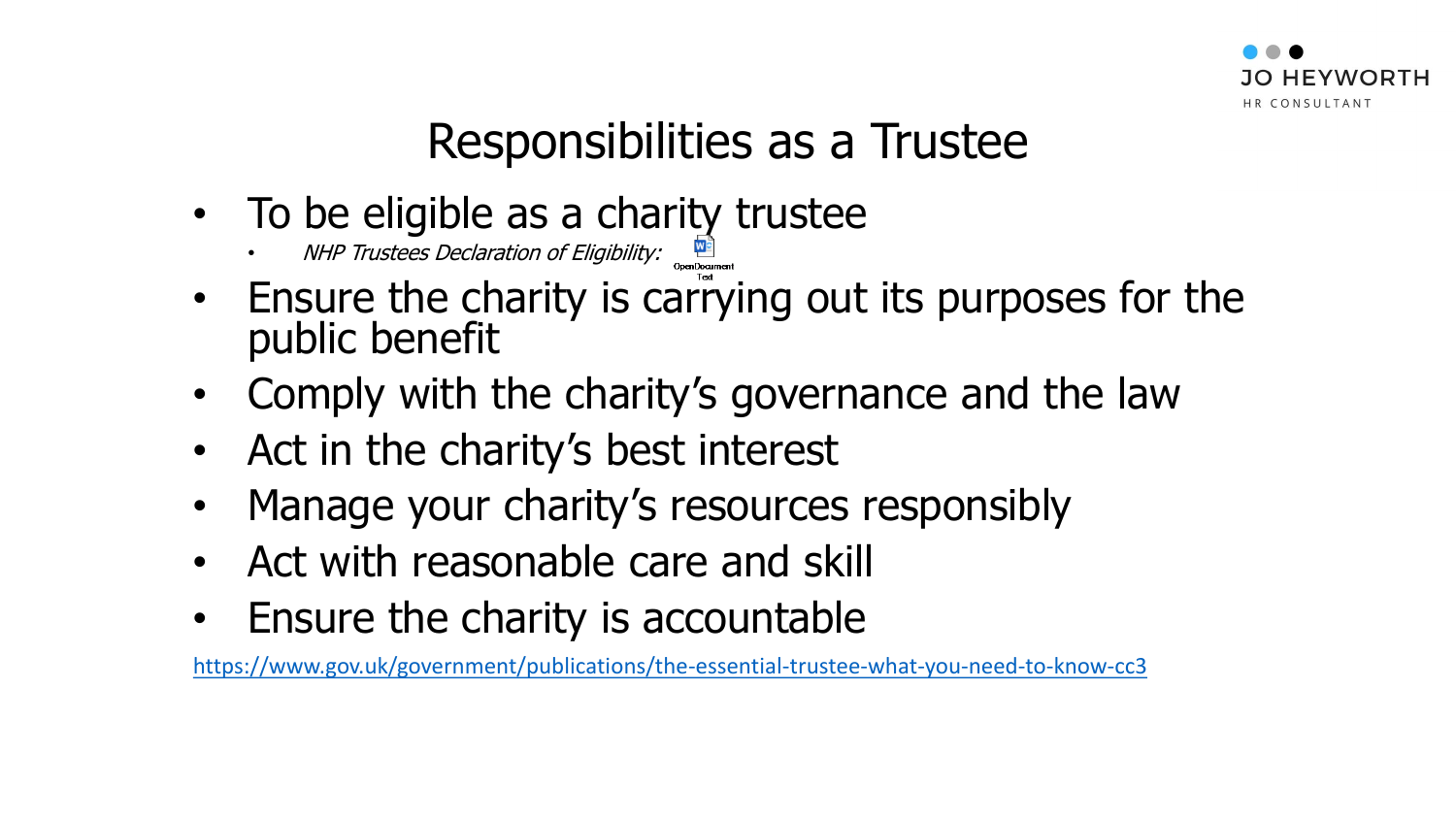# Responsibilities as a Trustee

- To be eligible as a charity trustee
  - *NHP Trustees Declaration of Eligibility:* OpenDocument Text
- Ensure the charity is carrying out its purposes for the public benefit
- Comply with the charity's governance and the law
- Act in the charity's best interest
- Manage your charity's resources responsibly
- Act with reasonable care and skill
- Ensure the charity is accountable

https://www.gov.uk/government/publications/the-essential-trustee-what-you-need-to-know-cc3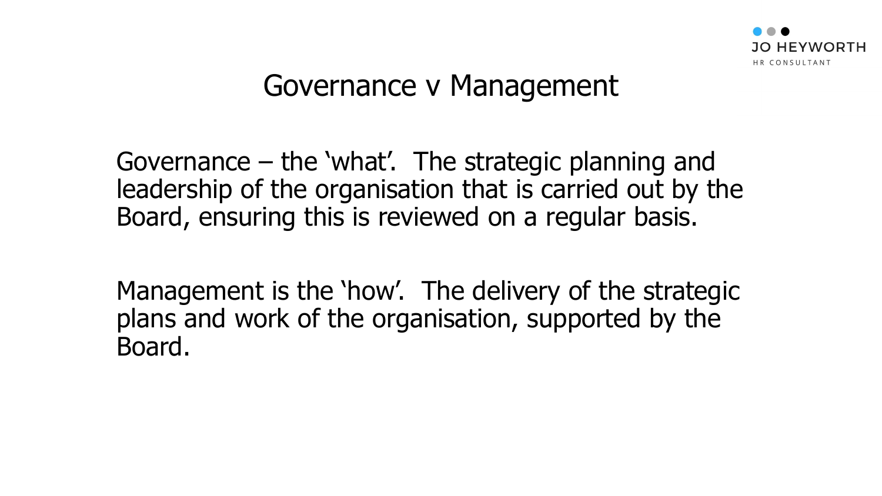# Governance v Management

Governance – the 'what'. The strategic planning and leadership of the organisation that is carried out by the Board, ensuring this is reviewed on a regular basis.

Management is the 'how'. The delivery of the strategic plans and work of the organisation, supported by the Board.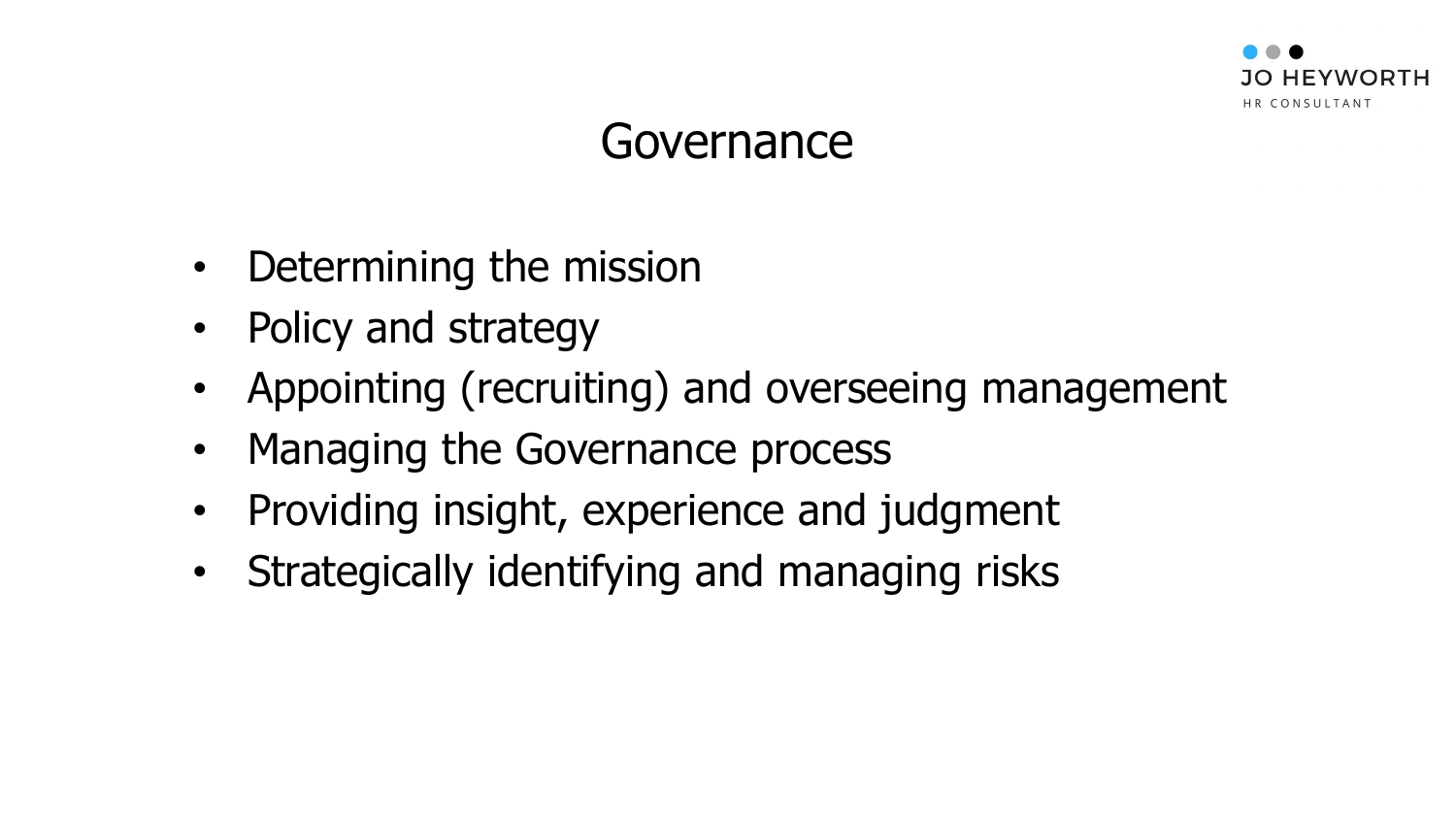# Governance

- Determining the mission
- Policy and strategy
- Appointing (recruiting) and overseeing management
- Managing the Governance process
- Providing insight, experience and judgment
- Strategically identifying and managing risks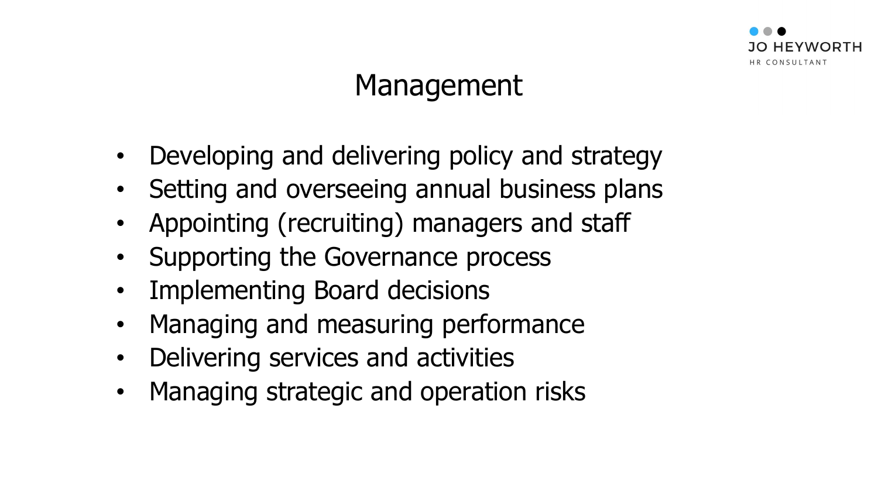# Management

- Developing and delivering policy and strategy
- Setting and overseeing annual business plans
- Appointing (recruiting) managers and staff
- Supporting the Governance process
- Implementing Board decisions
- Managing and measuring performance
- Delivering services and activities
- Managing strategic and operation risks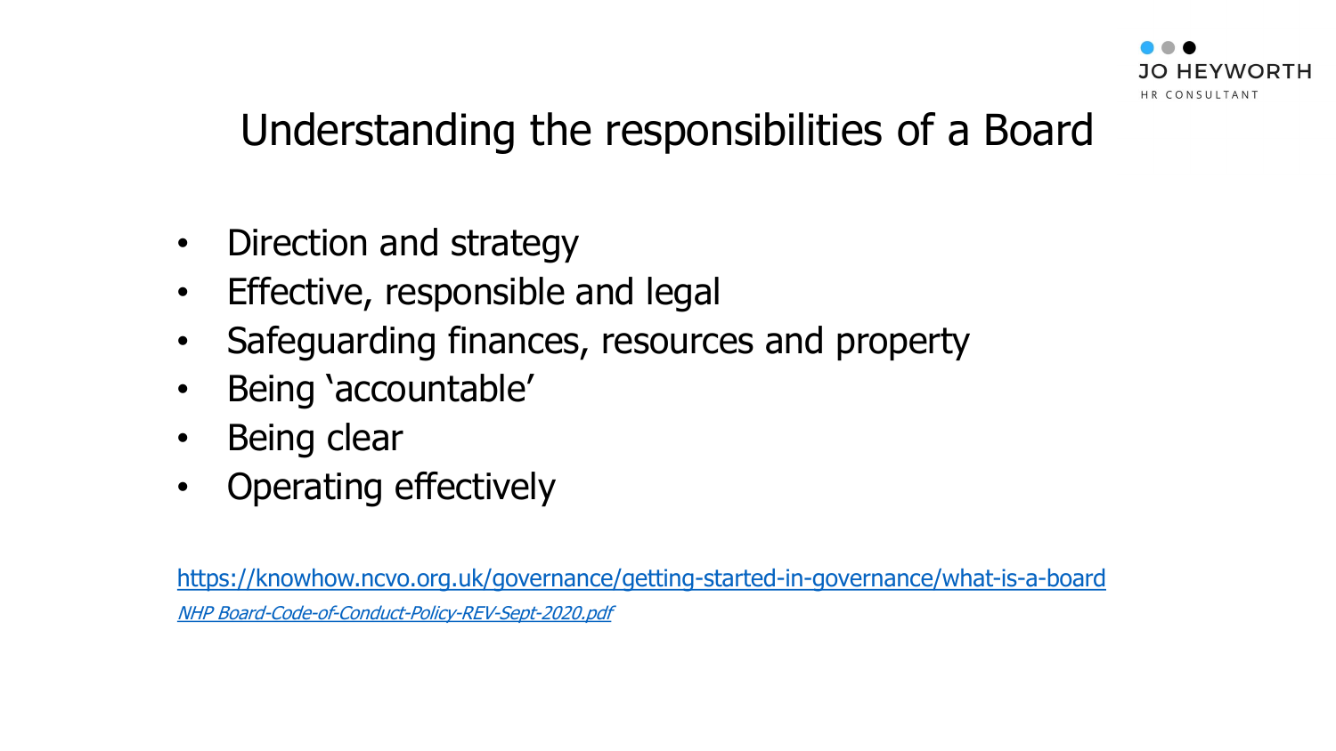# Understanding the responsibilities of a Board

- Direction and strategy
- Effective, responsible and legal
- Safeguarding finances, resources and property
- Being ‘accountable’
- Being clear
- Operating effectively

https://knowhow.ncvo.org.uk/governance/getting-started-in-governance/what-is-a-board

*NHP Board-Code-of-Conduct-Policy-REV-Sept-2020.pdf*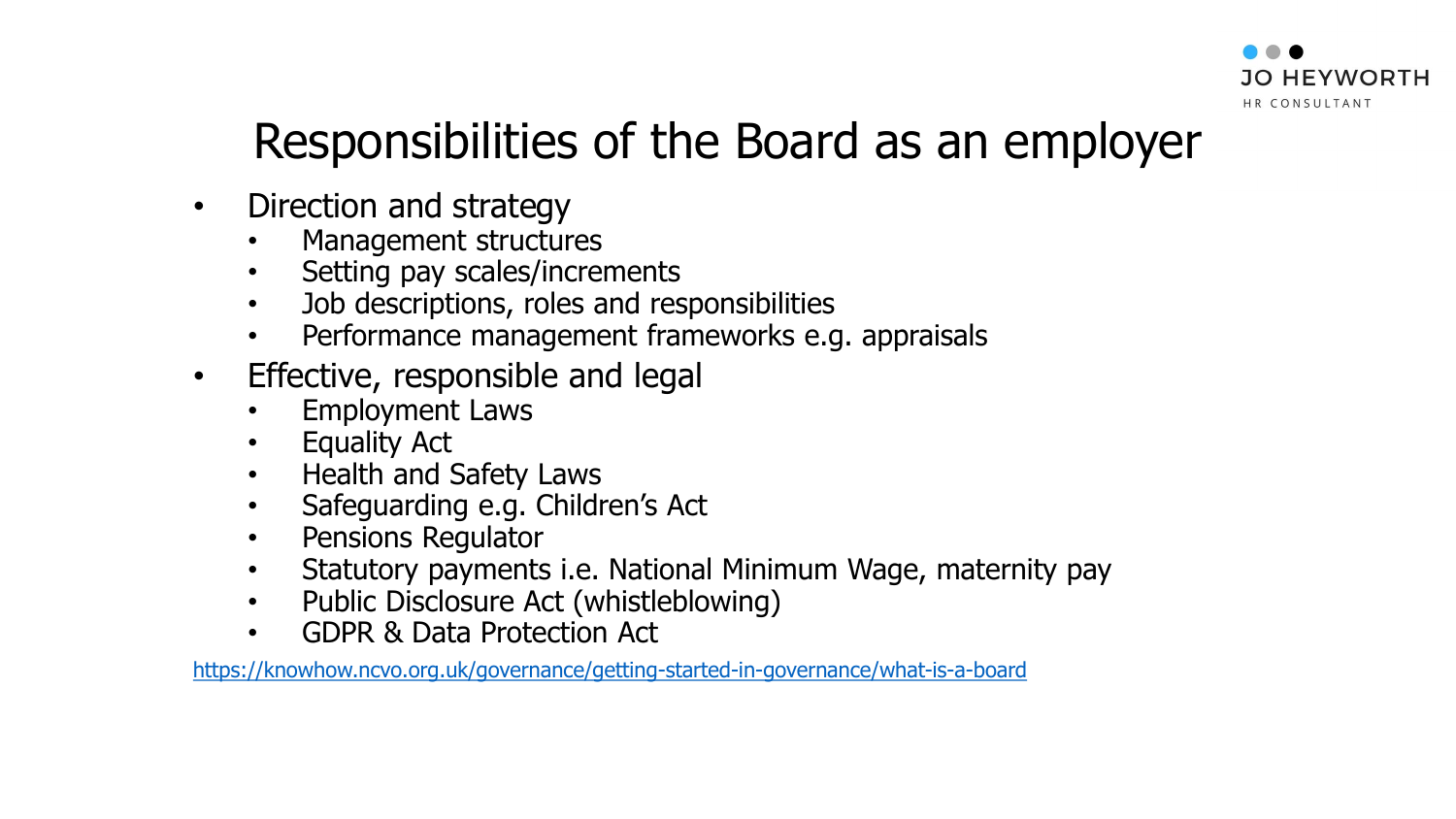# Responsibilities of the Board as an employer

- Direction and strategy
  - Management structures
  - Setting pay scales/increments
  - Job descriptions, roles and responsibilities
  - Performance management frameworks e.g. appraisals
- Effective, responsible and legal
  - Employment Laws
  - Equality Act
  - Health and Safety Laws
  - Safeguarding e.g. Children's Act
  - Pensions Regulator
  - Statutory payments i.e. National Minimum Wage, maternity pay
  - Public Disclosure Act (whistleblowing)
  - GDPR & Data Protection Act

https://knowhow.ncvo.org.uk/governance/getting-started-in-governance/what-is-a-board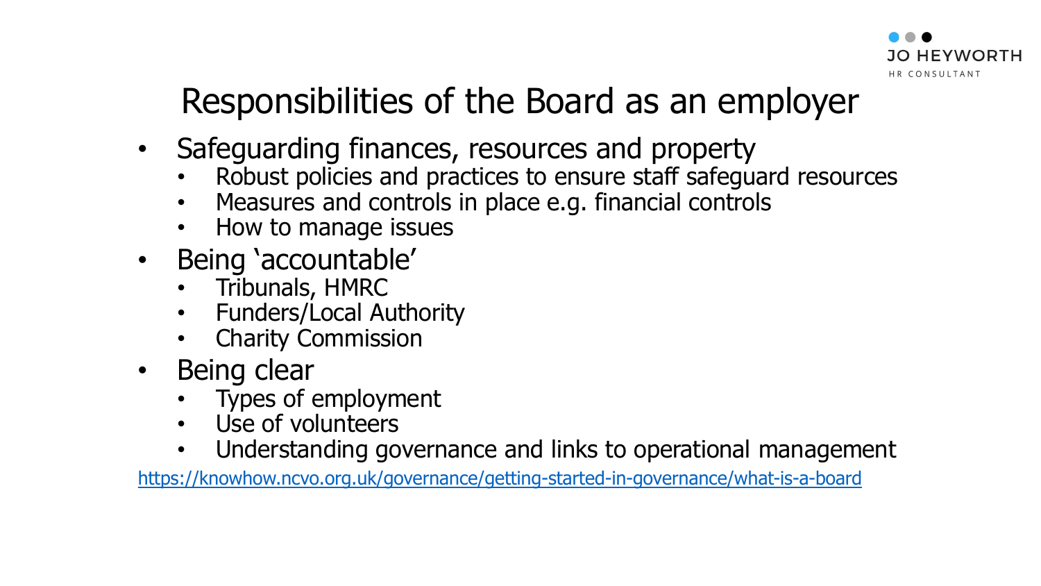# Responsibilities of the Board as an employer

- Safeguarding finances, resources and property
  - Robust policies and practices to ensure staff safeguard resources
  - Measures and controls in place e.g. financial controls
  - How to manage issues
- Being 'accountable'
  - Tribunals, HMRC
  - Funders/Local Authority
  - Charity Commission
- Being clear
  - Types of employment
  - Use of volunteers
  - Understanding governance and links to operational management

https://knowhow.ncvo.org.uk/governance/getting-started-in-governance/what-is-a-board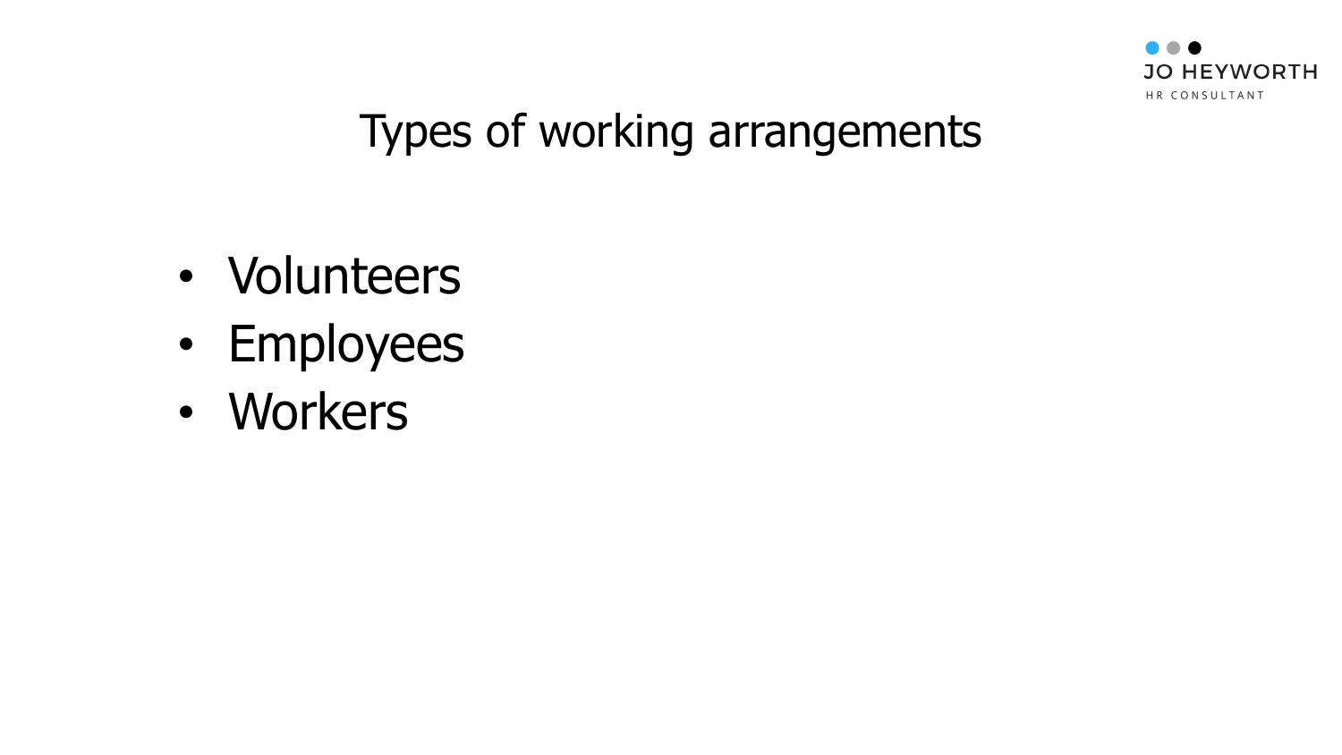# Types of working arrangements

- Volunteers
- Employees
- Workers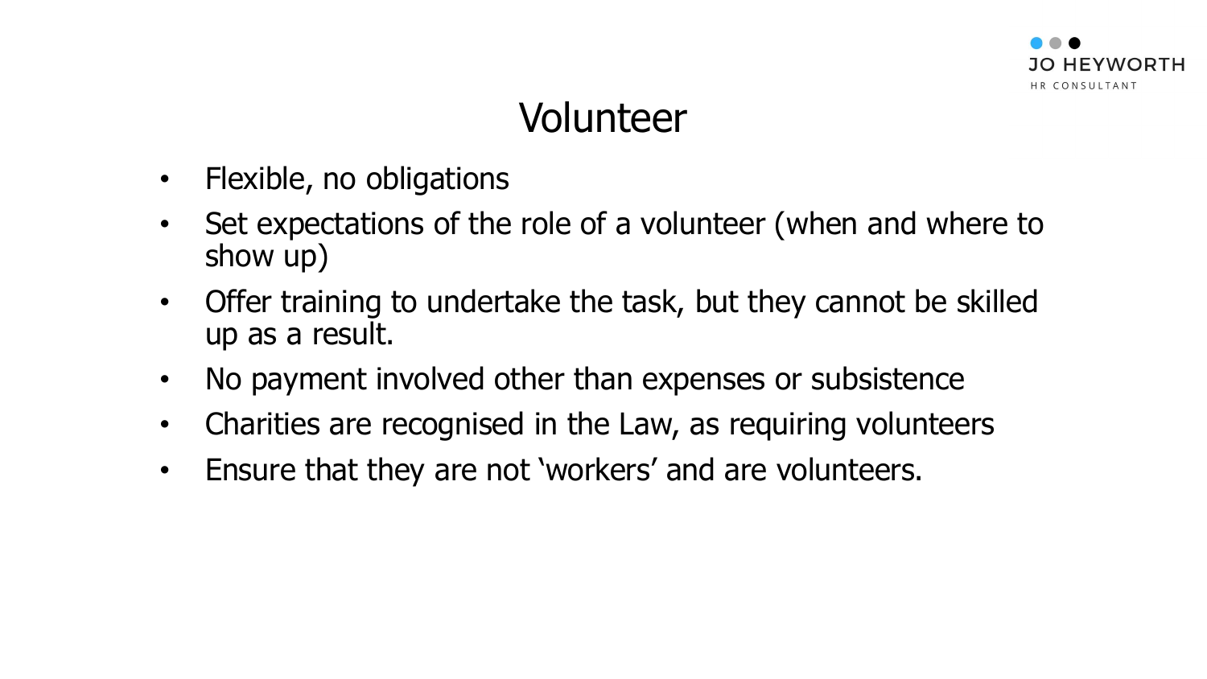# Volunteer

- Flexible, no obligations
- Set expectations of the role of a volunteer (when and where to show up)
- Offer training to undertake the task, but they cannot be skilled up as a result.
- No payment involved other than expenses or subsistence
- Charities are recognised in the Law, as requiring volunteers
- Ensure that they are not 'workers' and are volunteers.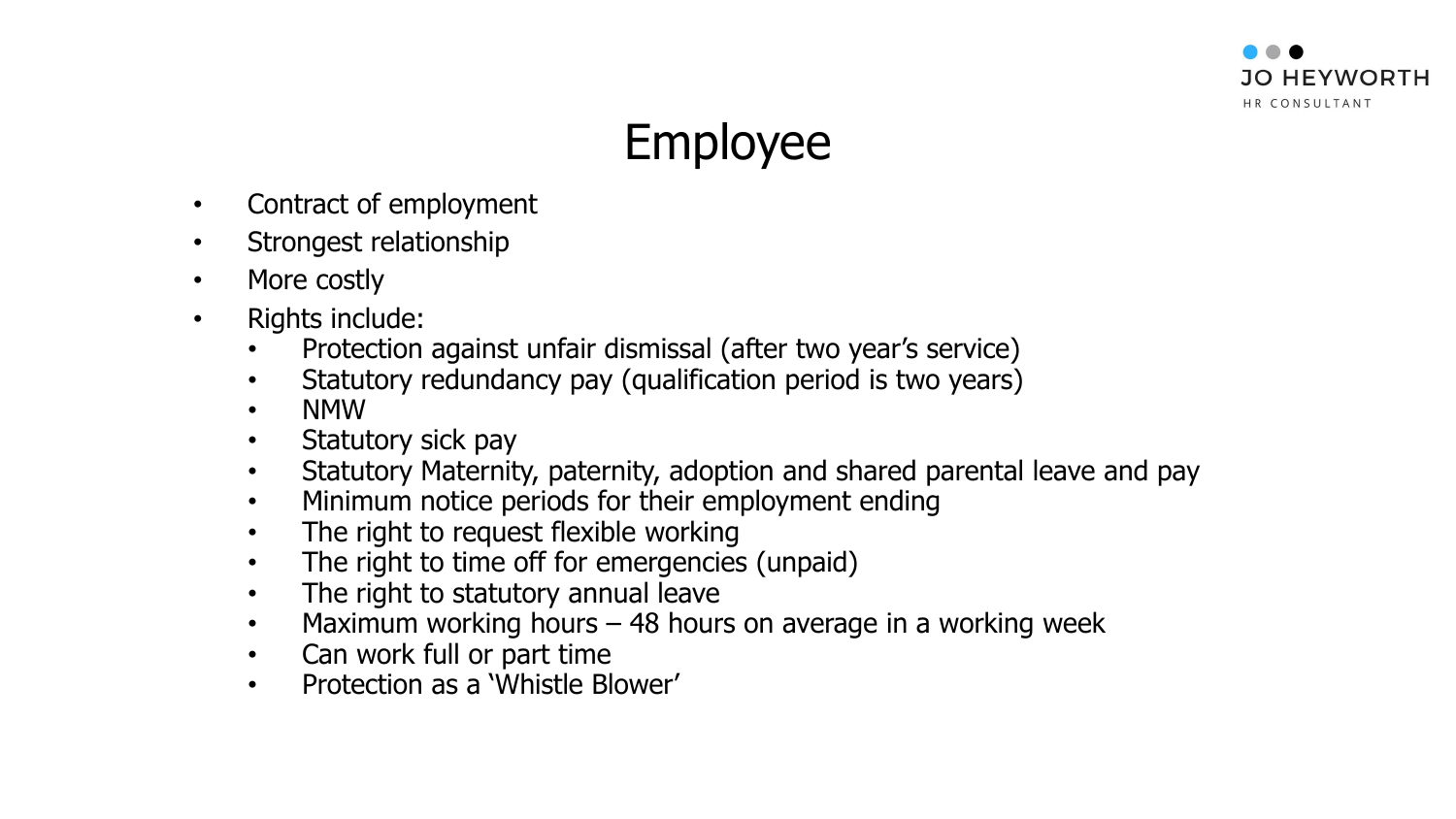# Employee

- Contract of employment
- Strongest relationship
- More costly
- Rights include:
  - Protection against unfair dismissal (after two year's service)
  - Statutory redundancy pay (qualification period is two years)
  - NMW
  - Statutory sick pay
  - Statutory Maternity, paternity, adoption and shared parental leave and pay
  - Minimum notice periods for their employment ending
  - The right to request flexible working
  - The right to time off for emergencies (unpaid)
  - The right to statutory annual leave
  - Maximum working hours – 48 hours on average in a working week
  - Can work full or part time
  - Protection as a 'Whistle Blower'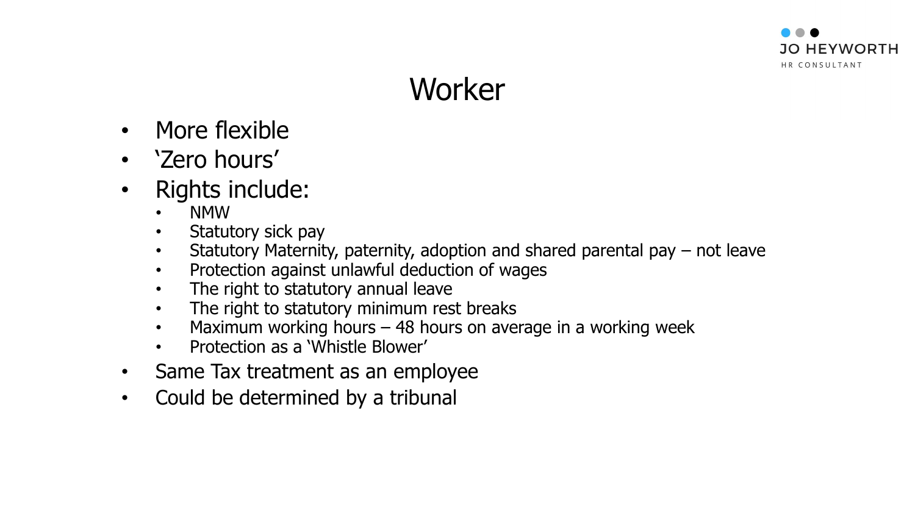# Worker

- More flexible
- 'Zero hours'
- Rights include:
  - NMW
  - Statutory sick pay
  - Statutory Maternity, paternity, adoption and shared parental pay – not leave
  - Protection against unlawful deduction of wages
  - The right to statutory annual leave
  - The right to statutory minimum rest breaks
  - Maximum working hours – 48 hours on average in a working week
  - Protection as a 'Whistle Blower'
- Same Tax treatment as an employee
- Could be determined by a tribunal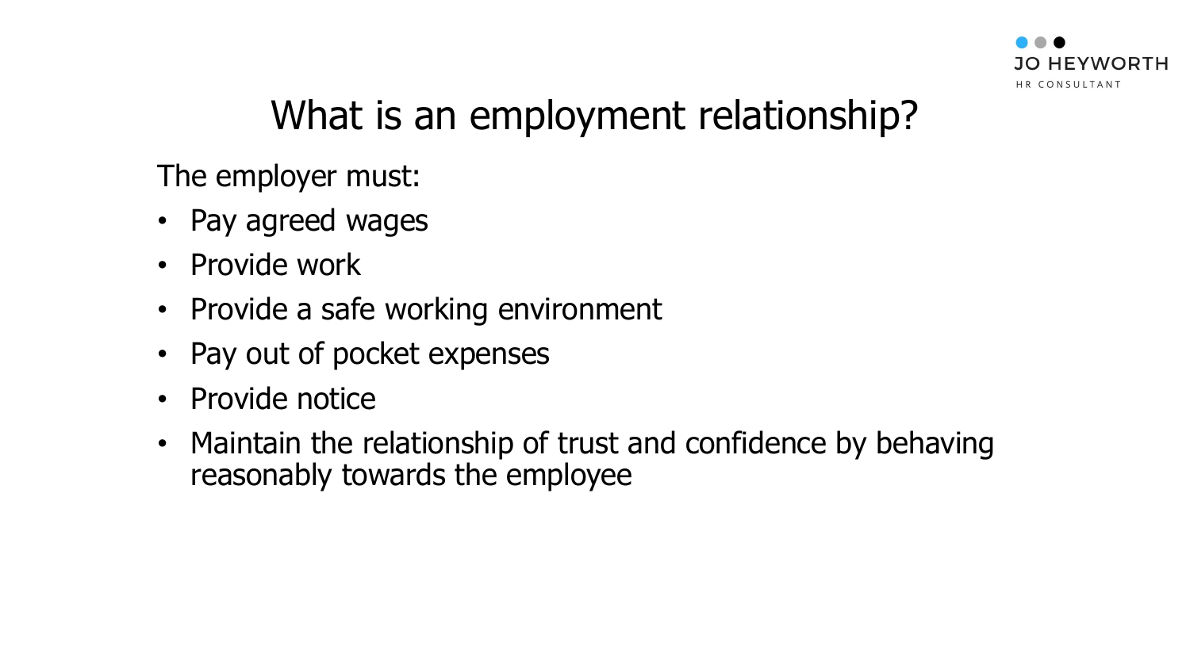# What is an employment relationship?

The employer must:

- Pay agreed wages
- Provide work
- Provide a safe working environment
- Pay out of pocket expenses
- Provide notice
- Maintain the relationship of trust and confidence by behaving reasonably towards the employee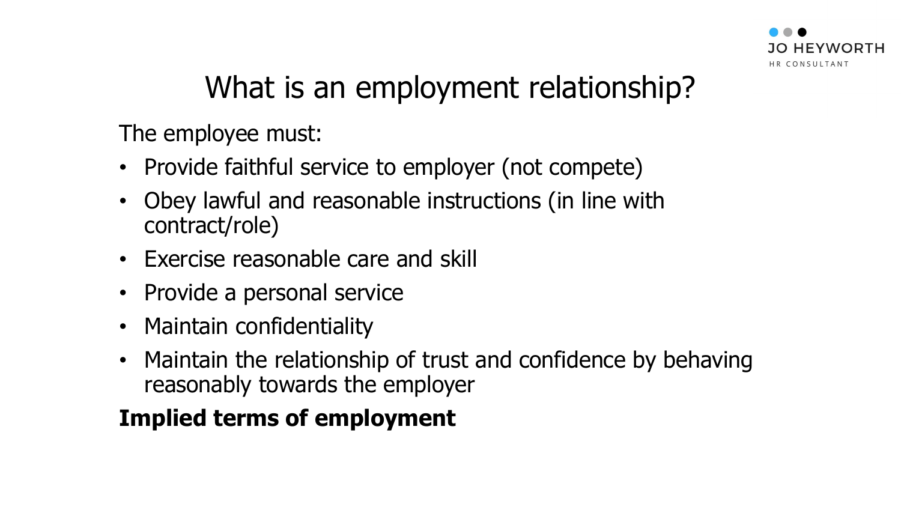# What is an employment relationship?

The employee must:

- Provide faithful service to employer (not compete)
- Obey lawful and reasonable instructions (in line with contract/role)
- Exercise reasonable care and skill
- Provide a personal service
- Maintain confidentiality
- Maintain the relationship of trust and confidence by behaving reasonably towards the employer

**Implied terms of employment**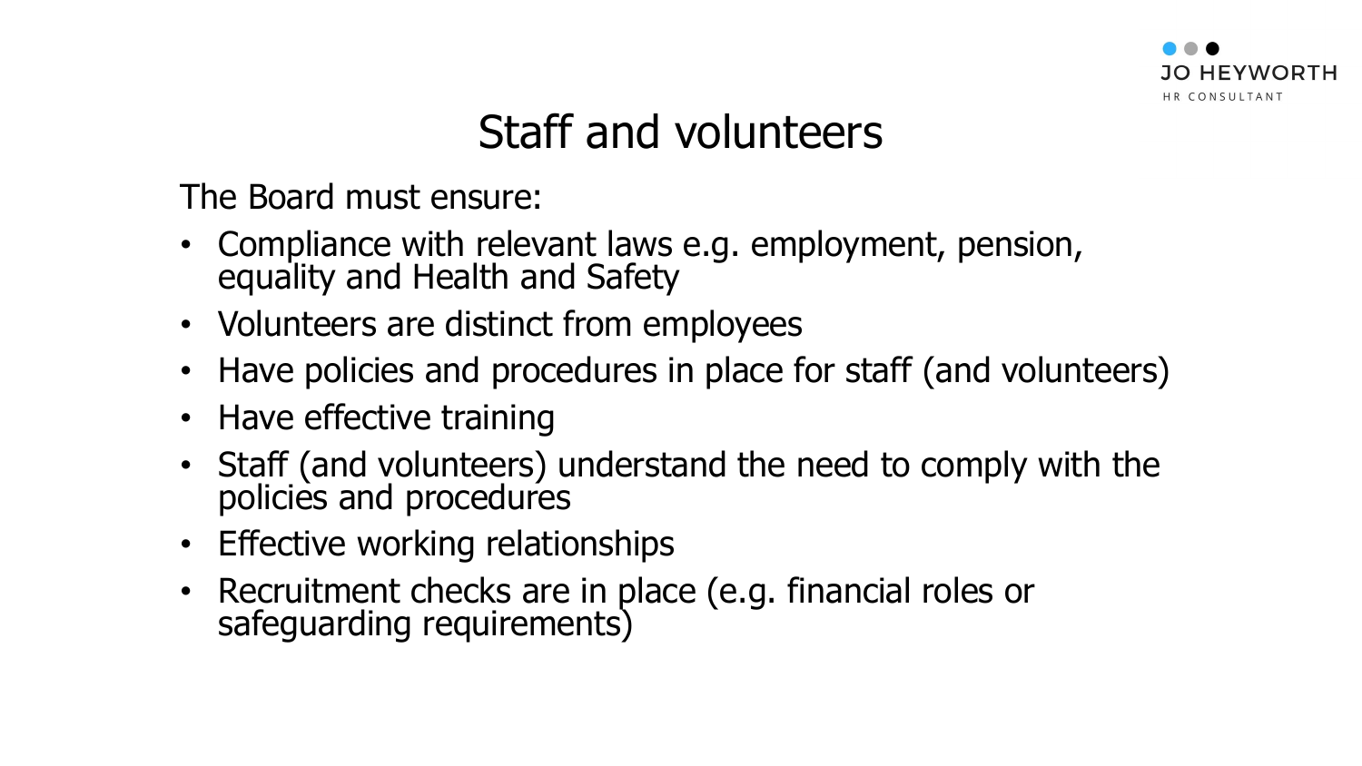# Staff and volunteers

The Board must ensure:

- Compliance with relevant laws e.g. employment, pension, equality and Health and Safety
- Volunteers are distinct from employees
- Have policies and procedures in place for staff (and volunteers)
- Have effective training
- Staff (and volunteers) understand the need to comply with the policies and procedures
- Effective working relationships
- Recruitment checks are in place (e.g. financial roles or safeguarding requirements)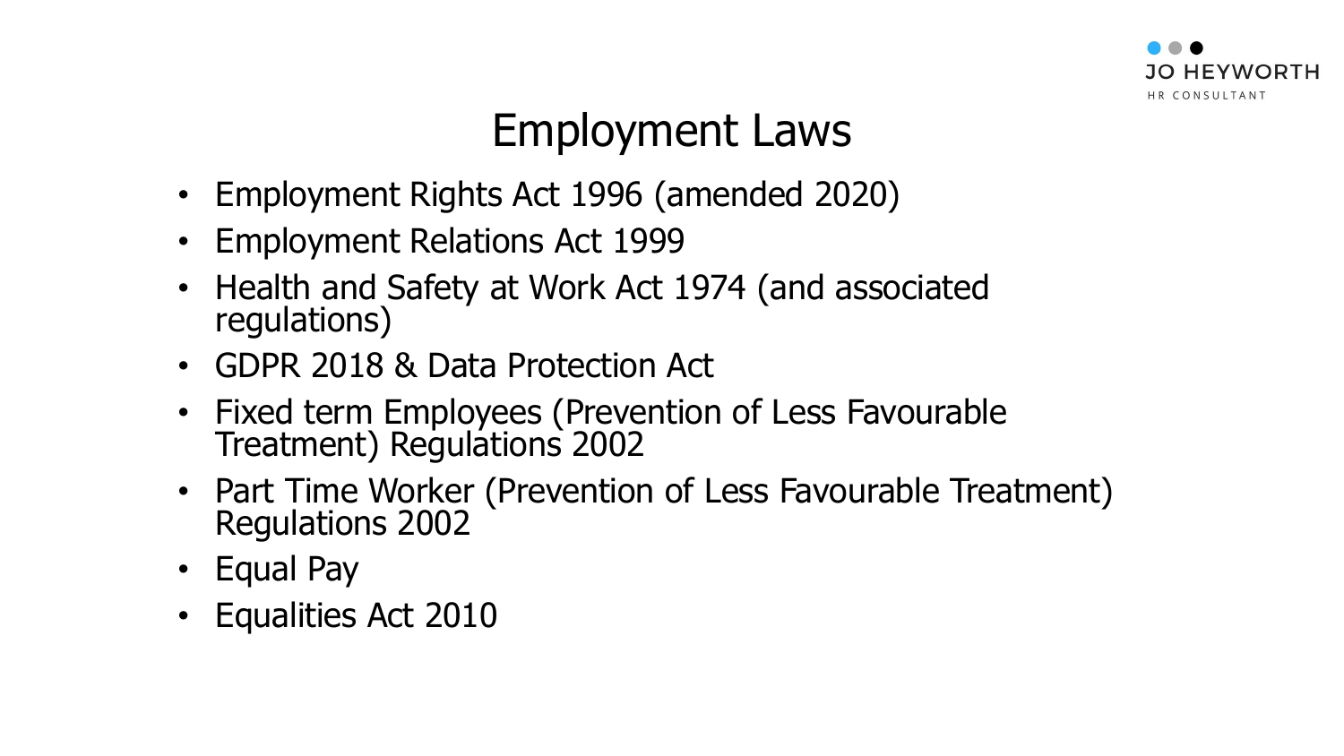# Employment Laws

- Employment Rights Act 1996 (amended 2020)
- Employment Relations Act 1999
- Health and Safety at Work Act 1974 (and associated regulations)
- GDPR 2018 & Data Protection Act
- Fixed term Employees (Prevention of Less Favourable Treatment) Regulations 2002
- Part Time Worker (Prevention of Less Favourable Treatment) Regulations 2002
- Equal Pay
- Equalities Act 2010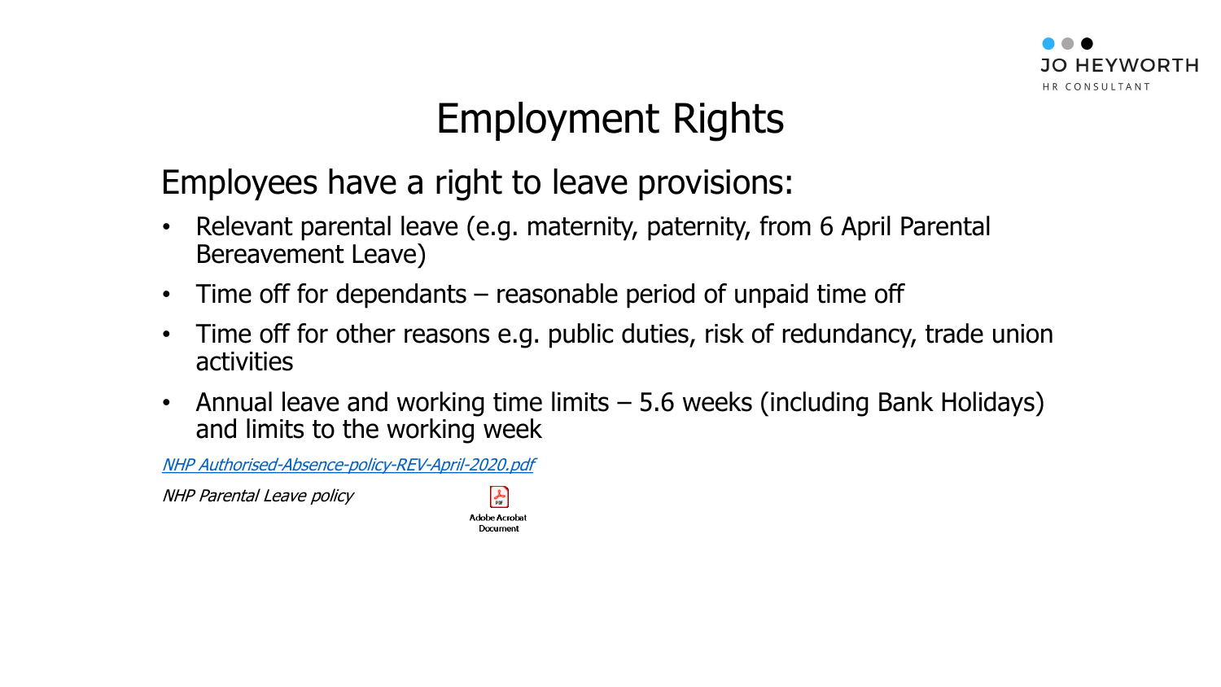# Employment Rights

Employees have a right to leave provisions:

- Relevant parental leave (e.g. maternity, paternity, from 6 April Parental Bereavement Leave)
- Time off for dependants – reasonable period of unpaid time off
- Time off for other reasons e.g. public duties, risk of redundancy, trade union activities
- Annual leave and working time limits – 5.6 weeks (including Bank Holidays) and limits to the working week

*NHP Authorised-Absence-policy-REV-April-2020.pdf*

*NHP Parental Leave policy*

Adobe Acrobat Document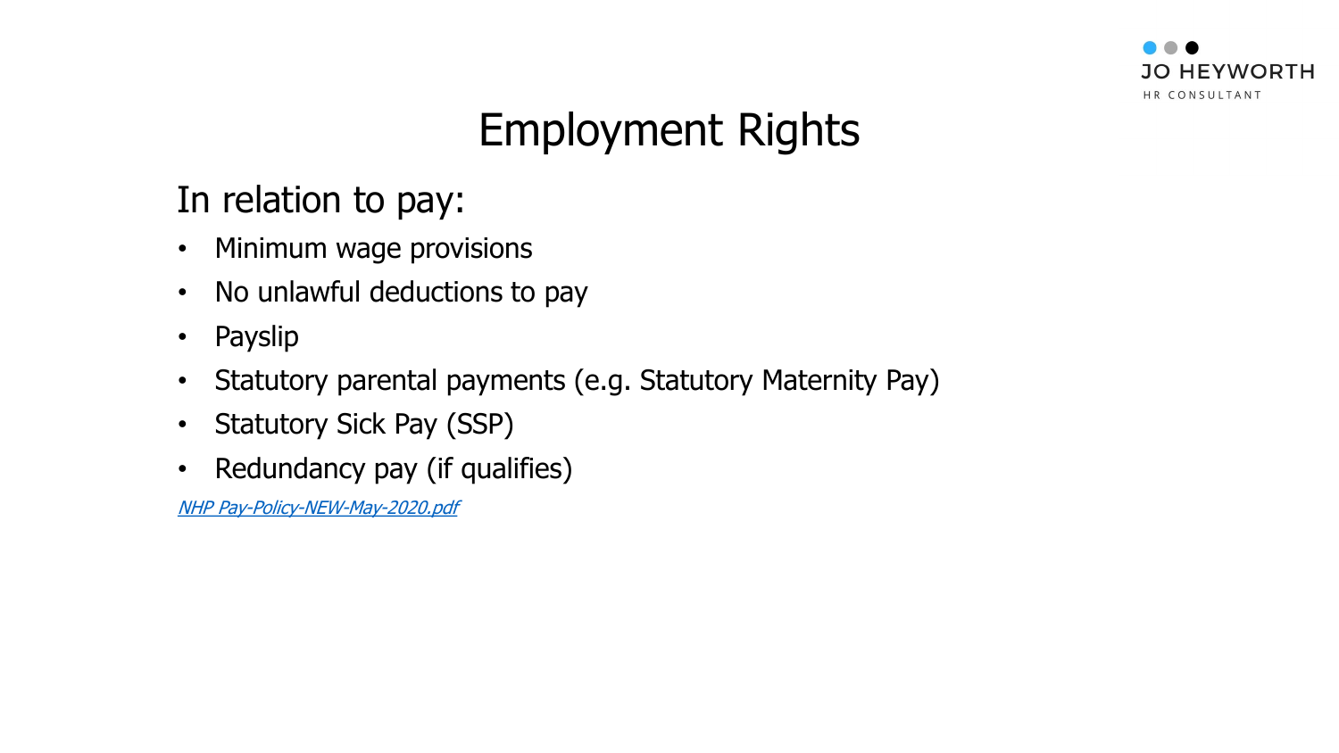# Employment Rights

In relation to pay:

- Minimum wage provisions
- No unlawful deductions to pay
- Payslip
- Statutory parental payments (e.g. Statutory Maternity Pay)
- Statutory Sick Pay (SSP)
- Redundancy pay (if qualifies)

*NHP Pay-Policy-NEW-May-2020.pdf*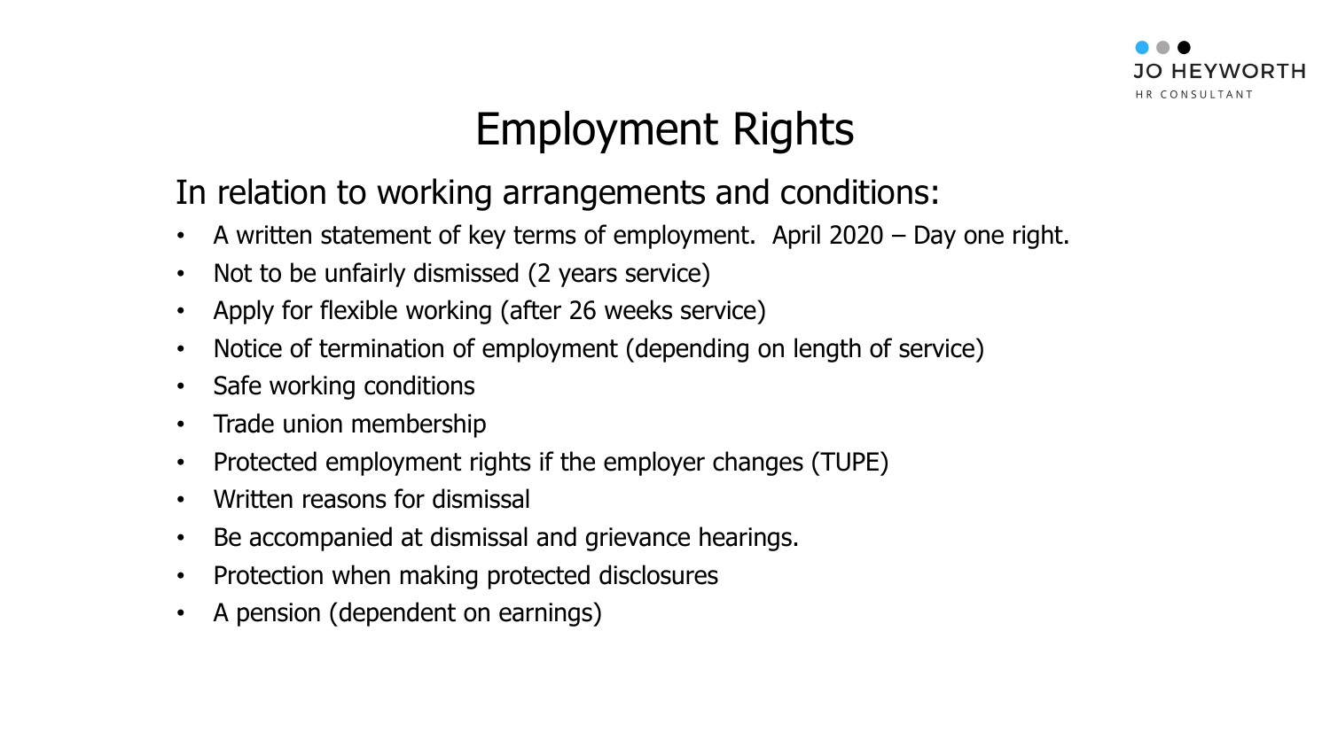# Employment Rights

In relation to working arrangements and conditions:

- A written statement of key terms of employment. April 2020 – Day one right.
- Not to be unfairly dismissed (2 years service)
- Apply for flexible working (after 26 weeks service)
- Notice of termination of employment (depending on length of service)
- Safe working conditions
- Trade union membership
- Protected employment rights if the employer changes (TUPE)
- Written reasons for dismissal
- Be accompanied at dismissal and grievance hearings.
- Protection when making protected disclosures
- A pension (dependent on earnings)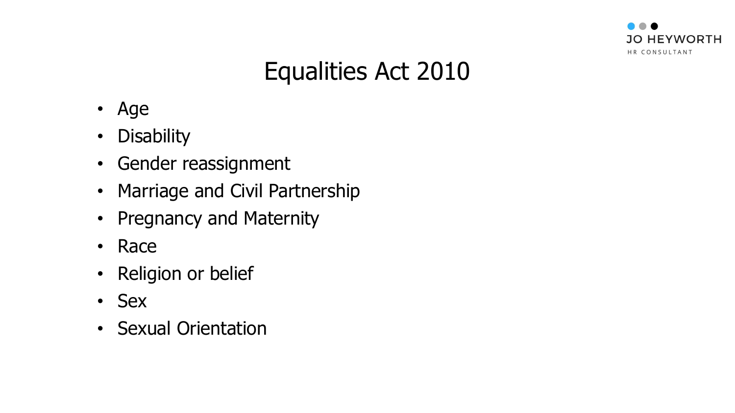# Equalities Act 2010

- Age
- Disability
- Gender reassignment
- Marriage and Civil Partnership
- Pregnancy and Maternity
- Race
- Religion or belief
- Sex
- Sexual Orientation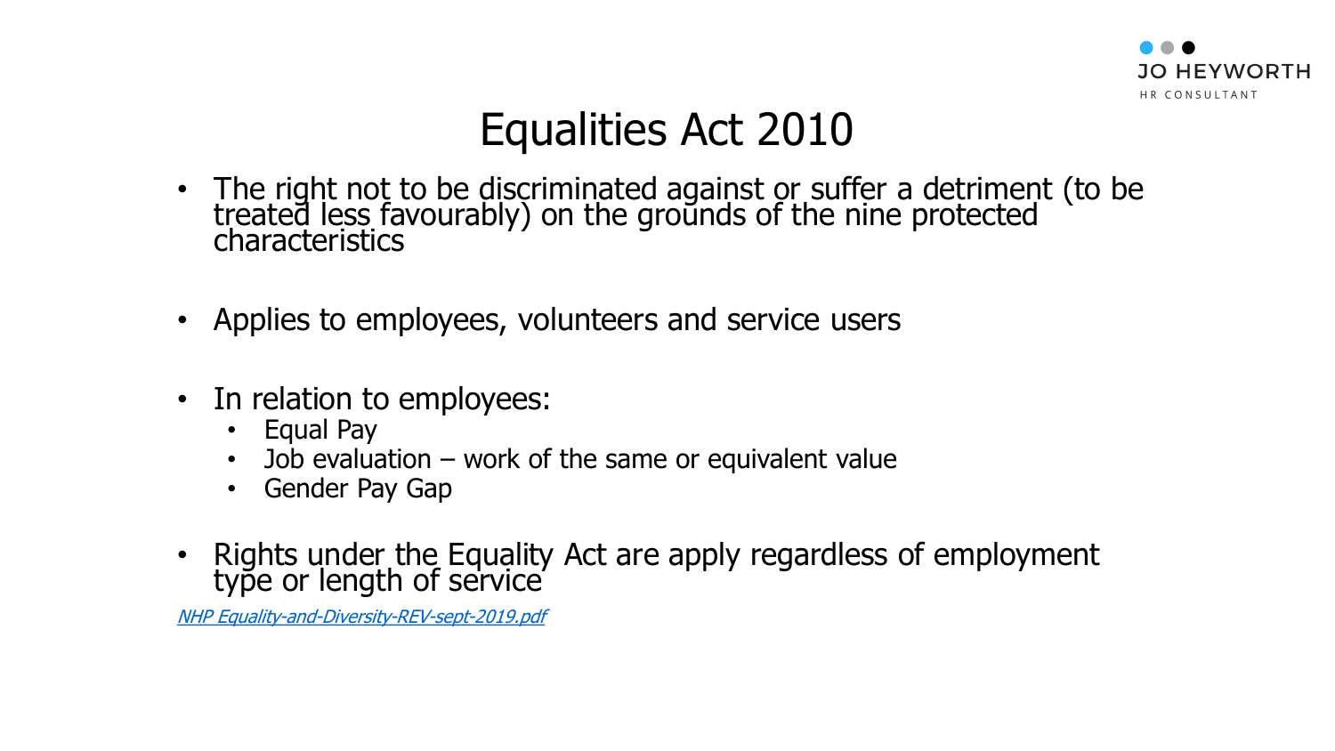# Equalities Act 2010

- The right not to be discriminated against or suffer a detriment (to be treated less favourably) on the grounds of the nine protected characteristics
- Applies to employees, volunteers and service users
- In relation to employees:
  - Equal Pay
  - Job evaluation – work of the same or equivalent value
  - Gender Pay Gap
- Rights under the Equality Act are apply regardless of employment type or length of service

*NHP Equality-and-Diversity-REV-sept-2019.pdf*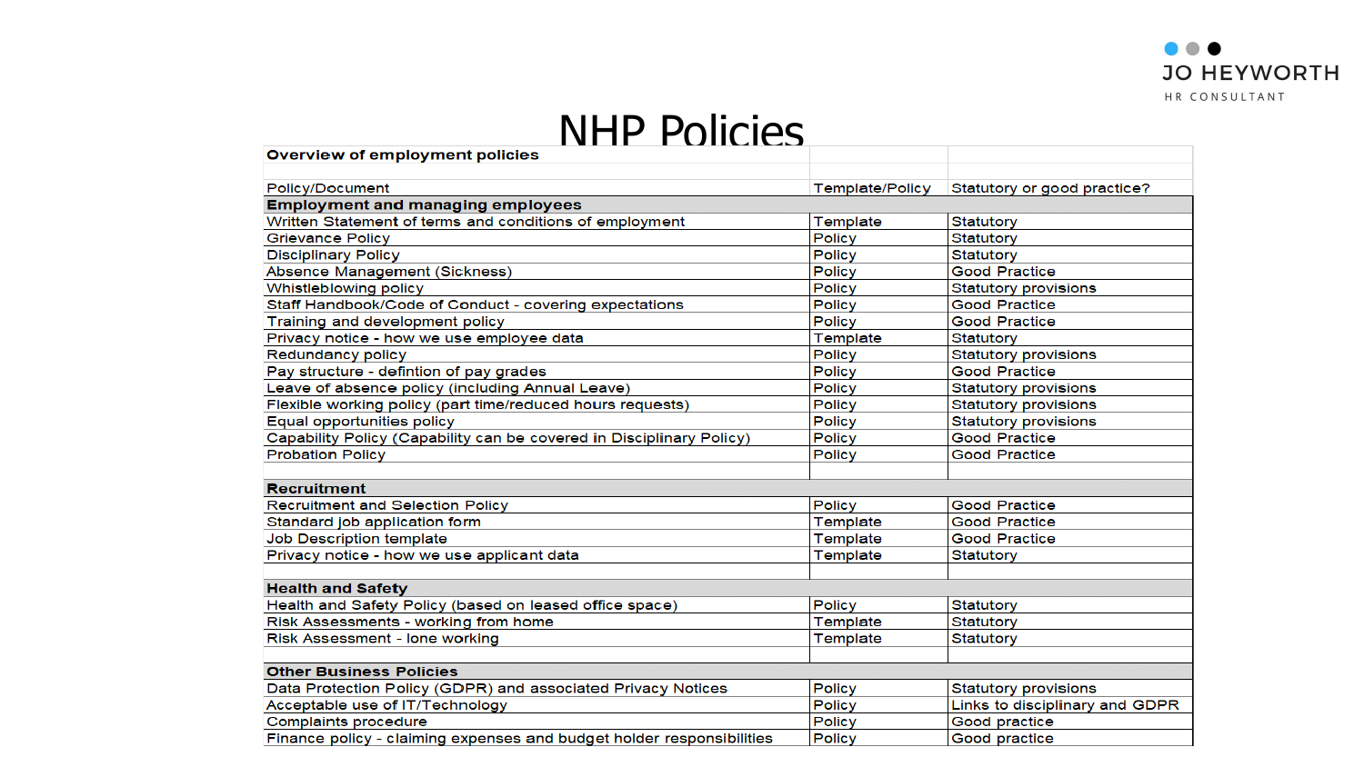# NHP Policies

JO HEYWORTH
HR CONSULTANT

**Overview of employment policies**

| Policy/Document | Template/Policy | Statutory or good practice? |
|---|---|---|
| **Employment and managing employees** | | |
| Written Statement of terms and conditions of employment | Template | Statutory |
| Grievance Policy | Policy | Statutory |
| Disciplinary Policy | Policy | Statutory |
| Absence Management (Sickness) | Policy | Good Practice |
| Whistleblowing policy | Policy | Statutory provisions |
| Staff Handbook/Code of Conduct - covering expectations | Policy | Good Practice |
| Training and development policy | Policy | Good Practice |
| Privacy notice - how we use employee data | Template | Statutory |
| Redundancy policy | Policy | Statutory provisions |
| Pay structure - defintion of pay grades | Policy | Good Practice |
| Leave of absence policy (including Annual Leave) | Policy | Statutory provisions |
| Flexible working policy (part time/reduced hours requests) | Policy | Statutory provisions |
| Equal opportunities policy | Policy | Statutory provisions |
| Capability Policy (Capability can be covered in Disciplinary Policy) | Policy | Good Practice |
| Probation Policy | Policy | Good Practice |
| | | |
| **Recruitment** | | |
| Recruitment and Selection Policy | Policy | Good Practice |
| Standard job application form | Template | Good Practice |
| Job Description template | Template | Good Practice |
| Privacy notice - how we use applicant data | Template | Statutory |
| | | |
| **Health and Safety** | | |
| Health and Safety Policy (based on leased office space) | Policy | Statutory |
| Risk Assessments - working from home | Template | Statutory |
| Risk Assessment - lone working | Template | Statutory |
| | | |
| **Other Business Policies** | | |
| Data Protection Policy (GDPR) and associated Privacy Notices | Policy | Statutory provisions |
| Acceptable use of IT/Technology | Policy | Links to disciplinary and GDPR |
| Complaints procedure | Policy | Good practice |
| Finance policy - claiming expenses and budget holder responsibilities | Policy | Good practice |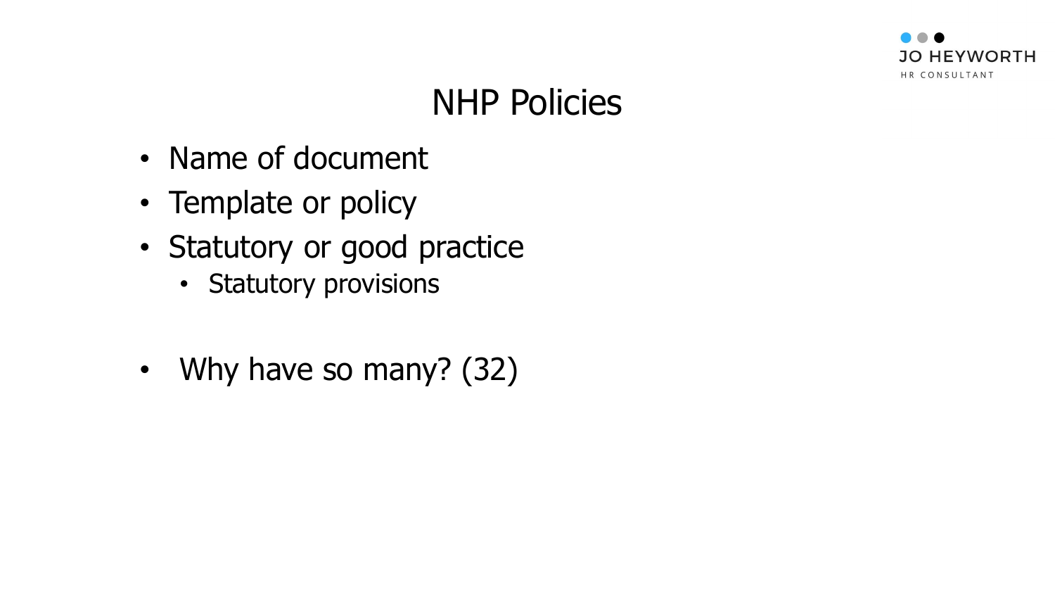# NHP Policies

- Name of document
- Template or policy
- Statutory or good practice
  - Statutory provisions

- Why have so many? (32)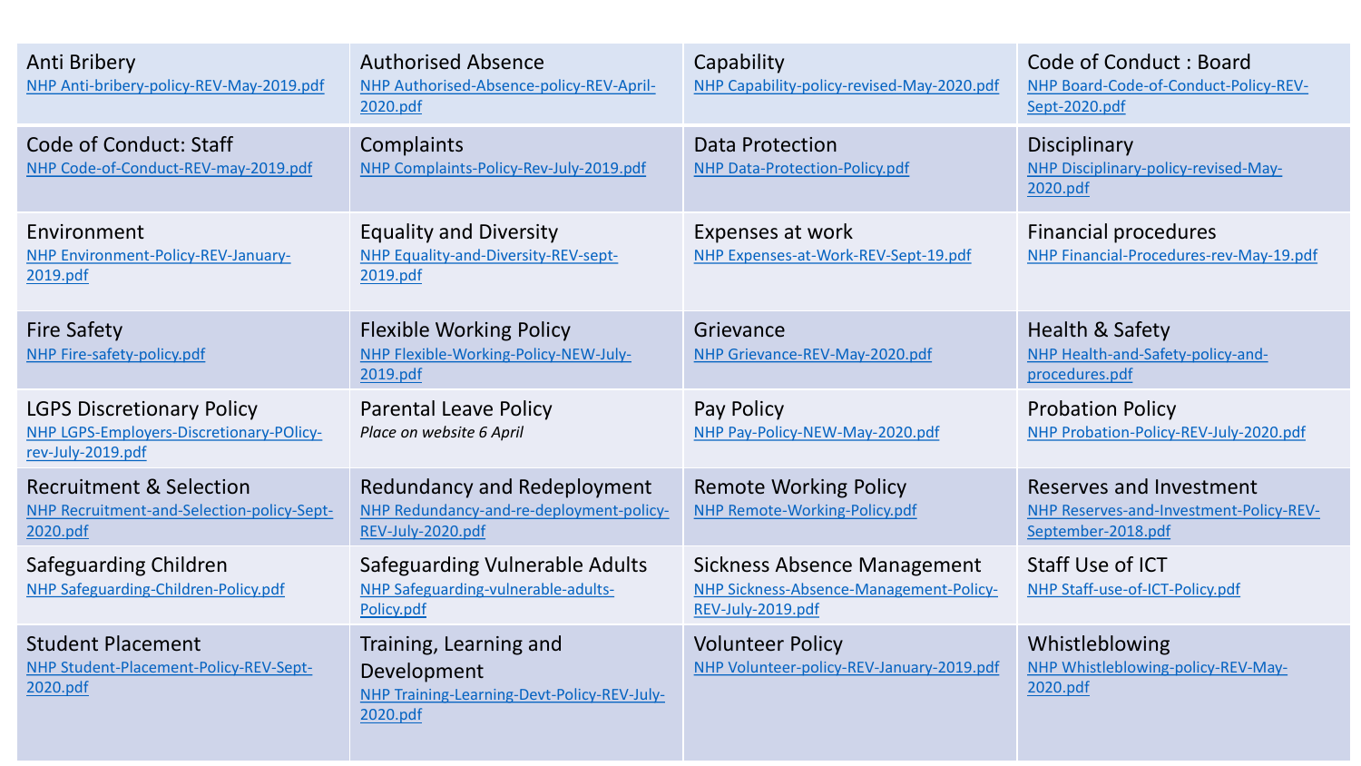| | | | |
|---|---|---|---|
| Anti Bribery<br>NHP Anti-bribery-policy-REV-May-2019.pdf | Authorised Absence<br>NHP Authorised-Absence-policy-REV-April-2020.pdf | Capability<br>NHP Capability-policy-revised-May-2020.pdf | Code of Conduct : Board<br>NHP Board-Code-of-Conduct-Policy-REV-Sept-2020.pdf |
| Code of Conduct: Staff<br>NHP Code-of-Conduct-REV-may-2019.pdf | Complaints<br>NHP Complaints-Policy-Rev-July-2019.pdf | Data Protection<br>NHP Data-Protection-Policy.pdf | Disciplinary<br>NHP Disciplinary-policy-revised-May-2020.pdf |
| Environment<br>NHP Environment-Policy-REV-January-2019.pdf | Equality and Diversity<br>NHP Equality-and-Diversity-REV-sept-2019.pdf | Expenses at work<br>NHP Expenses-at-Work-REV-Sept-19.pdf | Financial procedures<br>NHP Financial-Procedures-rev-May-19.pdf |
| Fire Safety<br>NHP Fire-safety-policy.pdf | Flexible Working Policy<br>NHP Flexible-Working-Policy-NEW-July-2019.pdf | Grievance<br>NHP Grievance-REV-May-2020.pdf | Health & Safety<br>NHP Health-and-Safety-policy-and-procedures.pdf |
| LGPS Discretionary Policy<br>NHP LGPS-Employers-Discretionary-POlicy-rev-July-2019.pdf | Parental Leave Policy<br>*Place on website 6 April* | Pay Policy<br>NHP Pay-Policy-NEW-May-2020.pdf | Probation Policy<br>NHP Probation-Policy-REV-July-2020.pdf |
| Recruitment & Selection<br>NHP Recruitment-and-Selection-policy-Sept-2020.pdf | Redundancy and Redeployment<br>NHP Redundancy-and-re-deployment-policy-REV-July-2020.pdf | Remote Working Policy<br>NHP Remote-Working-Policy.pdf | Reserves and Investment<br>NHP Reserves-and-Investment-Policy-REV-September-2018.pdf |
| Safeguarding Children<br>NHP Safeguarding-Children-Policy.pdf | Safeguarding Vulnerable Adults<br>NHP Safeguarding-vulnerable-adults-Policy.pdf | Sickness Absence Management<br>NHP Sickness-Absence-Management-Policy-REV-July-2019.pdf | Staff Use of ICT<br>NHP Staff-use-of-ICT-Policy.pdf |
| Student Placement<br>NHP Student-Placement-Policy-REV-Sept-2020.pdf | Training, Learning and Development<br>NHP Training-Learning-Devt-Policy-REV-July-2020.pdf | Volunteer Policy<br>NHP Volunteer-policy-REV-January-2019.pdf | Whistleblowing<br>NHP Whistleblowing-policy-REV-May-2020.pdf |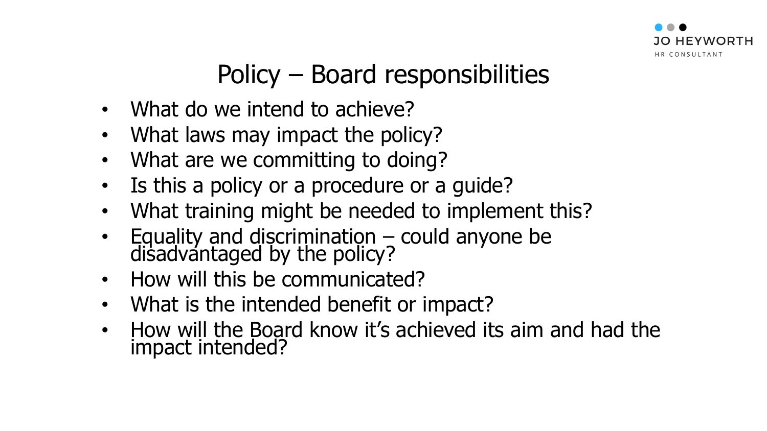# Policy – Board responsibilities

- What do we intend to achieve?
- What laws may impact the policy?
- What are we committing to doing?
- Is this a policy or a procedure or a guide?
- What training might be needed to implement this?
- Equality and discrimination – could anyone be disadvantaged by the policy?
- How will this be communicated?
- What is the intended benefit or impact?
- How will the Board know it's achieved its aim and had the impact intended?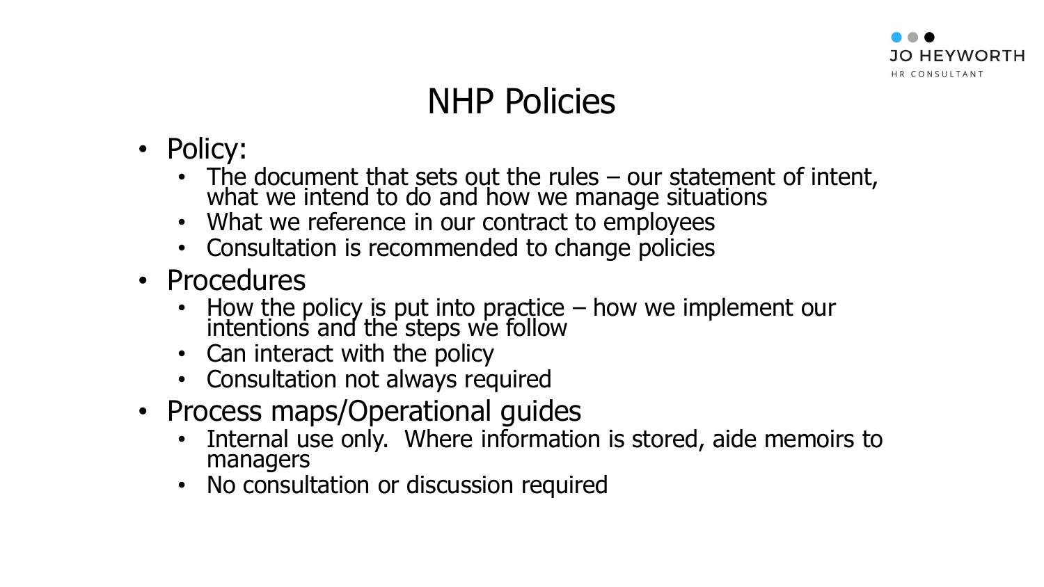# NHP Policies

- Policy:
  - The document that sets out the rules – our statement of intent, what we intend to do and how we manage situations
  - What we reference in our contract to employees
  - Consultation is recommended to change policies
- Procedures
  - How the policy is put into practice – how we implement our intentions and the steps we follow
  - Can interact with the policy
  - Consultation not always required
- Process maps/Operational guides
  - Internal use only. Where information is stored, aide memoirs to managers
  - No consultation or discussion required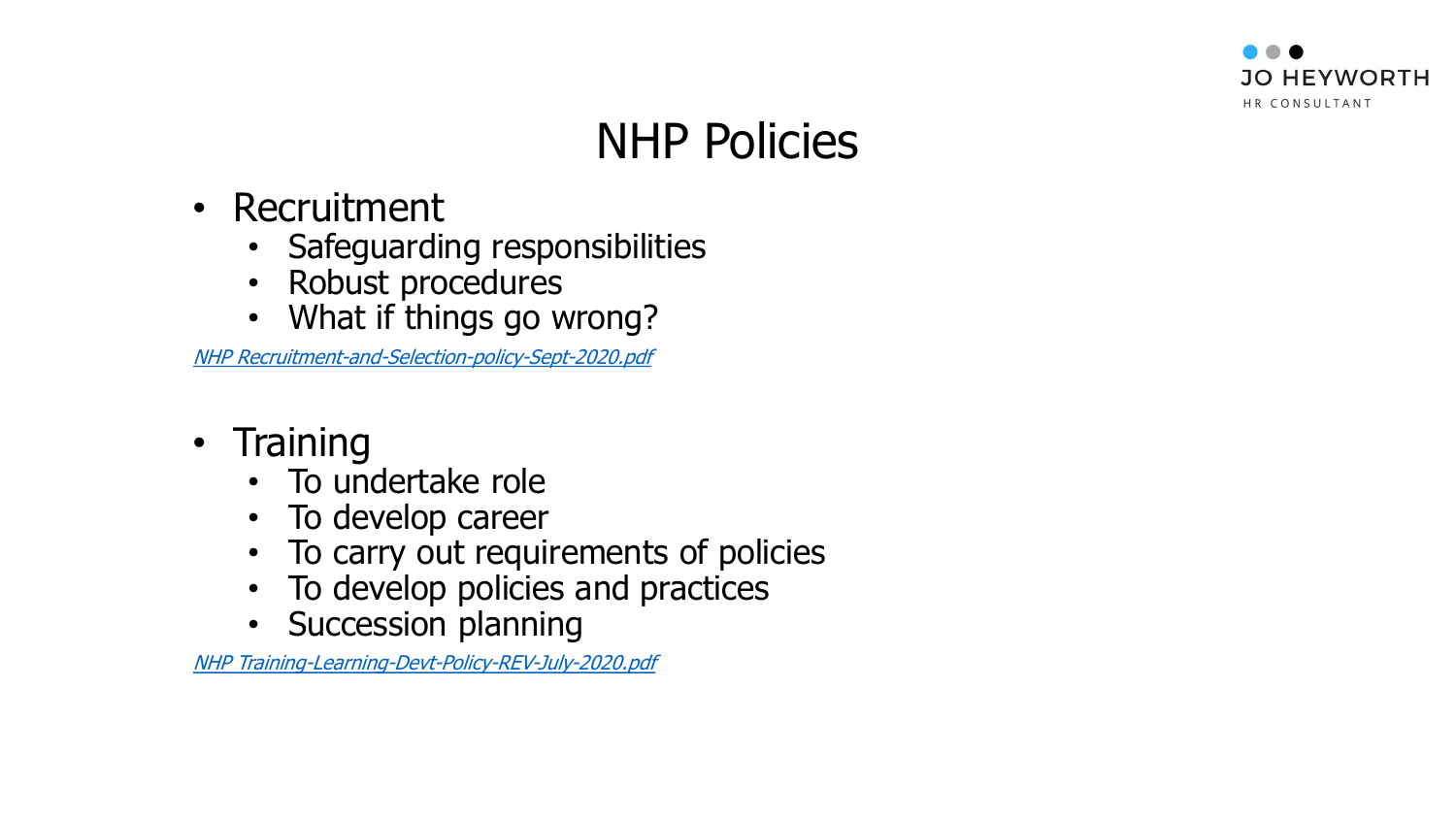# NHP Policies

- Recruitment
  - Safeguarding responsibilities
  - Robust procedures
  - What if things go wrong?

*NHP Recruitment-and-Selection-policy-Sept-2020.pdf*

- Training
  - To undertake role
  - To develop career
  - To carry out requirements of policies
  - To develop policies and practices
  - Succession planning

*NHP Training-Learning-Devt-Policy-REV-July-2020.pdf*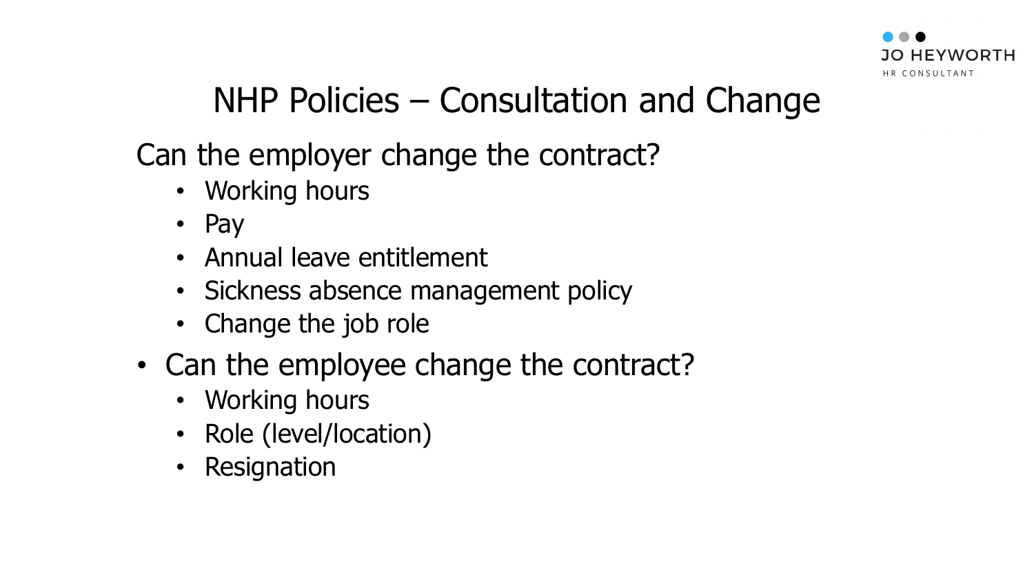# NHP Policies – Consultation and Change

Can the employer change the contract?

- Working hours
- Pay
- Annual leave entitlement
- Sickness absence management policy
- Change the job role

- Can the employee change the contract?
  - Working hours
  - Role (level/location)
  - Resignation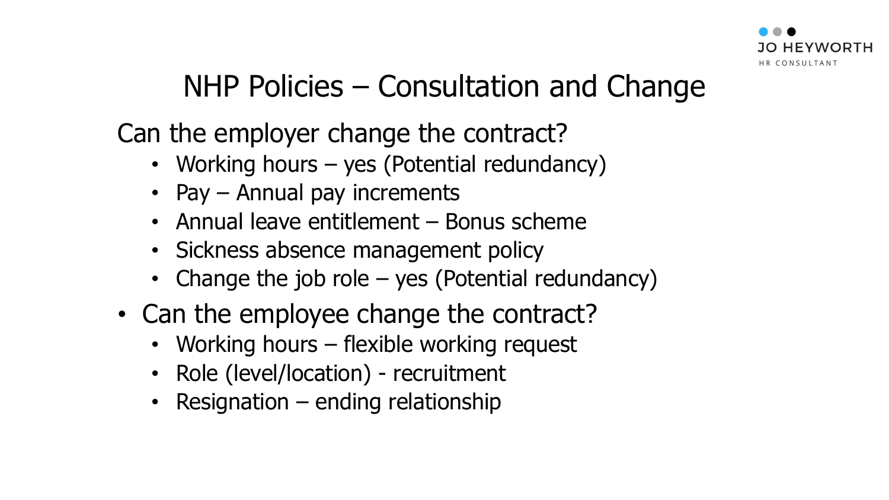# NHP Policies – Consultation and Change

Can the employer change the contract?

- Working hours – yes (Potential redundancy)
- Pay – Annual pay increments
- Annual leave entitlement – Bonus scheme
- Sickness absence management policy
- Change the job role – yes (Potential redundancy)

- Can the employee change the contract?
  - Working hours – flexible working request
  - Role (level/location) - recruitment
  - Resignation – ending relationship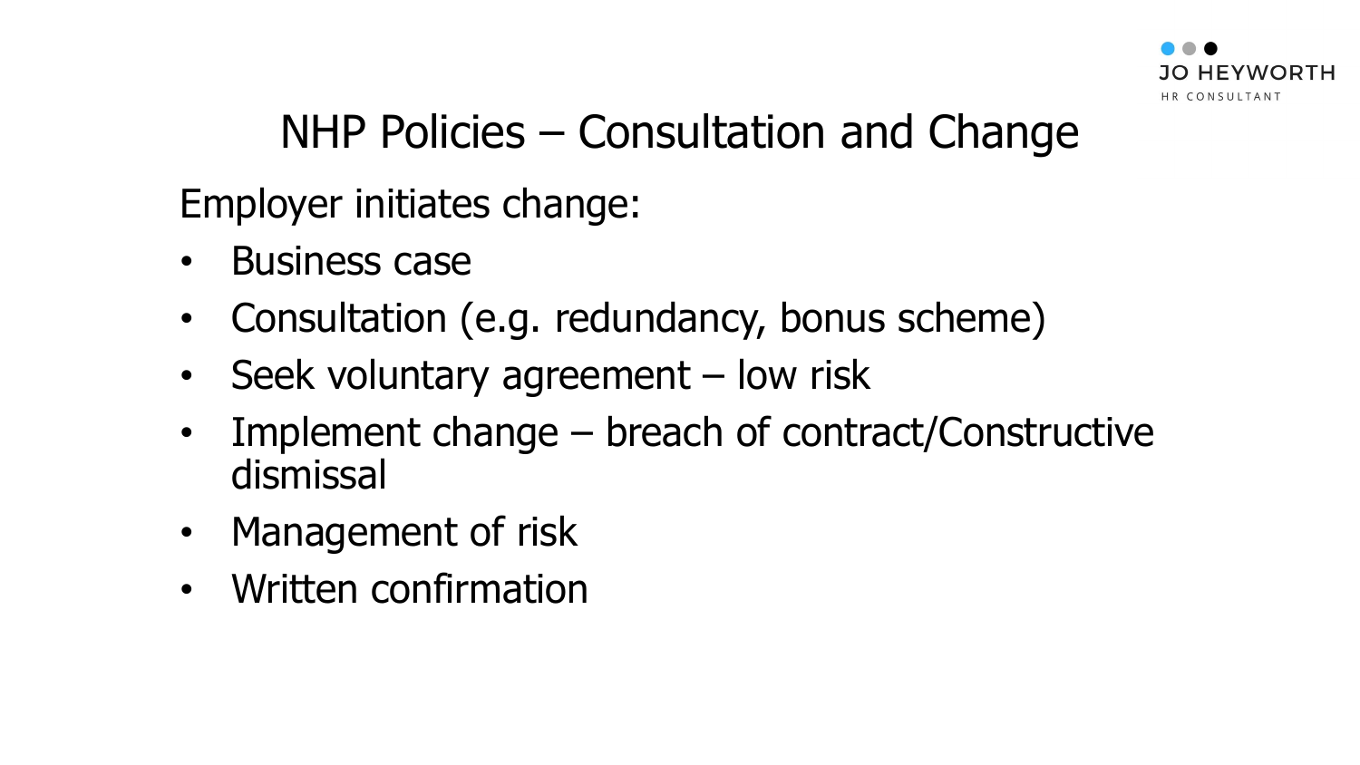# NHP Policies – Consultation and Change

Employer initiates change:

- Business case
- Consultation (e.g. redundancy, bonus scheme)
- Seek voluntary agreement – low risk
- Implement change – breach of contract/Constructive dismissal
- Management of risk
- Written confirmation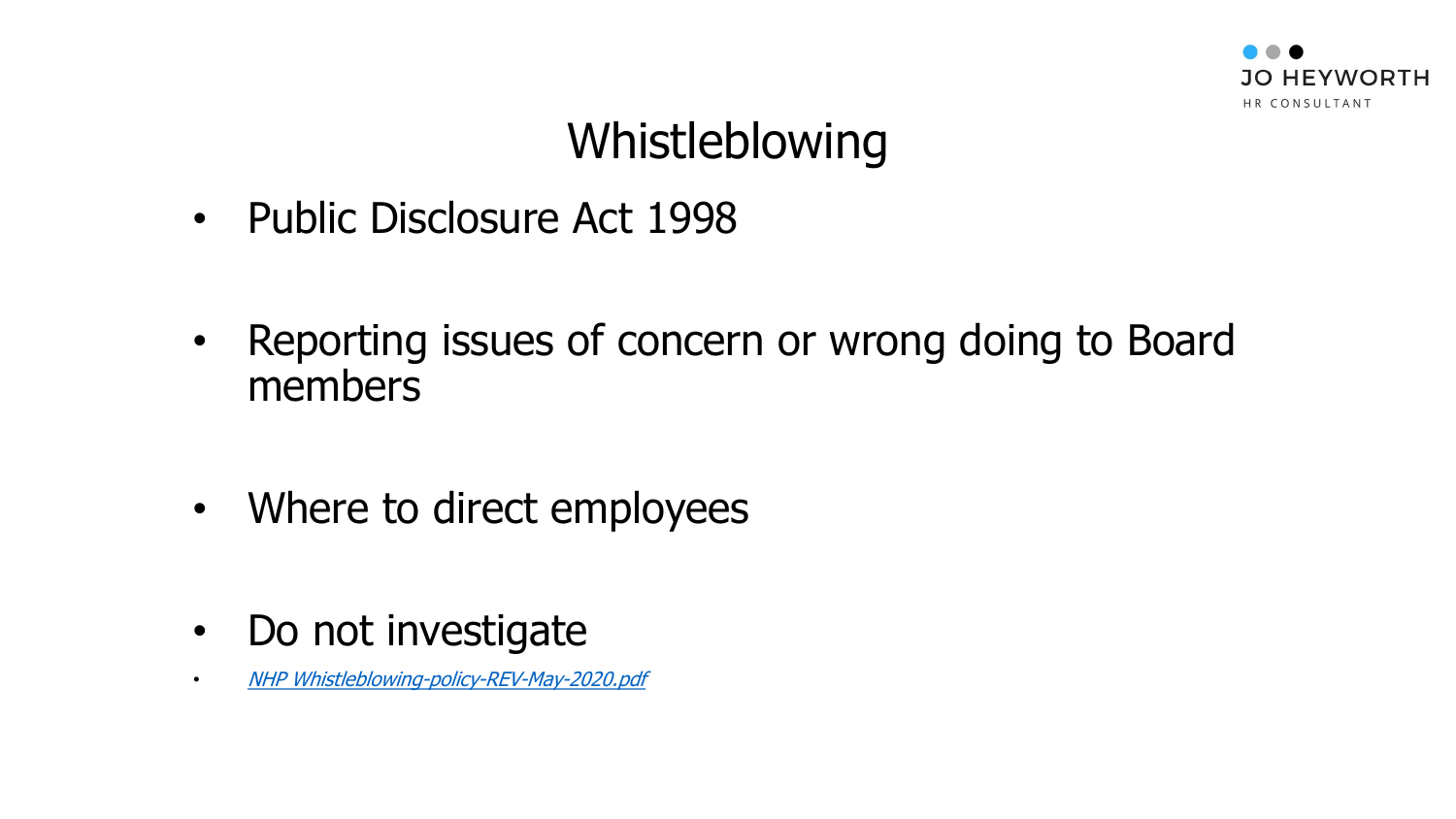# Whistleblowing

- Public Disclosure Act 1998
- Reporting issues of concern or wrong doing to Board members
- Where to direct employees
- Do not investigate
- *NHP Whistleblowing-policy-REV-May-2020.pdf*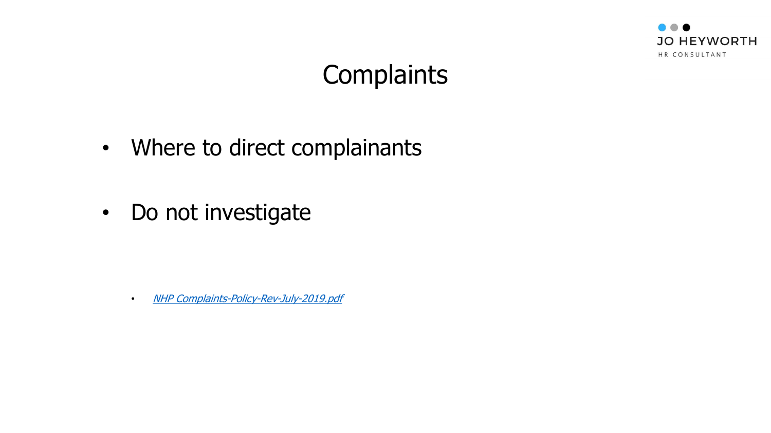# Complaints

- Where to direct complainants
- Do not investigate

  - *NHP Complaints-Policy-Rev-July-2019.pdf*